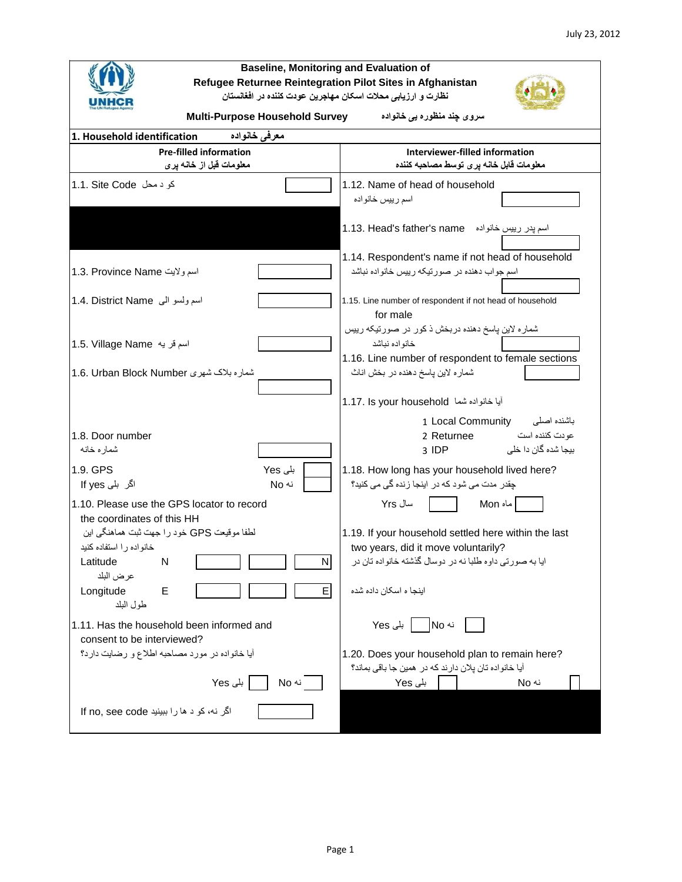July 23, 2012

## Baseline, Monitoring and Evaluation of Refugee Returnee Reintegration Pilot Sites in Afghanistan

**نظارت و ارزیابی محلات اسکان مهاجرین عودت کننده در افغانستان**

**Multi-Purpose Household Survey** **سروی چند منظوره یی خانواده**

### 1. Household identification معرفی خانواده

| Pre-filled information معلومات قبل از خانه پری | Interviewer-filled information معلومات قابل خانه پری توسط مصاحبه کننده |
|---|---|
| 1.1. Site Code کو د محل [ ] | 1.12. Name of head of household اسم رییس خانواده [ ] |
| | 1.13. Head's father's name اسم پدر رییس خانواده [ ] |
| 1.3. Province Name اسم ولایت [ ] | 1.14. Respondent's name if not head of household اسم جواب دهنده در صورتیکه رییس خانواده نباشد [ ] |
| 1.4. District Name اسم ولسو الی [ ] | 1.15. Line number of respondent if not head of household for male شماره لاین پاسخ دهنده دربخش ذ کور در صورتیکه رییس خانواده نباشد [ ] |
| 1.5. Village Name اسم قر یه [ ] | 1.16. Line number of respondent to female sections شماره لاین پاسخ دهنده در بخش اناث [ ] |
| 1.6. Urban Block Number شماره بلاک شهری [ ] | 1.17. Is your household آیا خانواده شما<br>1 Local Community باشنده اصلی<br>2 Returnee عودت کننده است<br>3 IDP بیجا شده گان دا خلی |
| 1.8. Door number شماره خانه [ ] | |
| 1.9. GPS Yes بلی [ ] No نه [ ]<br>If yes اگر بلی | 1.18. How long has your household lived here? چقدر مدت می شود که در اینجا زنده گی می کنید؟<br>Yrs سال [ ] Mon ماه [ ] |
| 1.10. Please use the GPS locator to record the coordinates of this HH لطفا موقیعت GPS خود را جهت ثبت هماهنگی این خانواده را استفاده کنید<br>Latitude عرض البلد N [ ] [ ] [ N ]<br>Longitude طول البلد E [ ] [ ] [ E ] | 1.19. If your household settled here within the last two years, did it move voluntarily? ایا به صورتی داوه طلبا نه در دوسال گذشته خانواده تان در اینجا ه اسکان داده شده<br>Yes بلی [ ] No نه [ ] |
| 1.11. Has the household been informed and consent to be interviewed? آیا خانواده در مورد مصاحبه اطلاع و رضایت دارد؟<br>Yes بلی [ ] No نه [ ] | 1.20. Does your household plan to remain here? آیا خانواده تان پلان دارند که در همین جا باقی بماند؟<br>Yes بلی [ ] No نه [ ] |
| If no, see code اگر نه، کو د ها را ببینید [ ] | |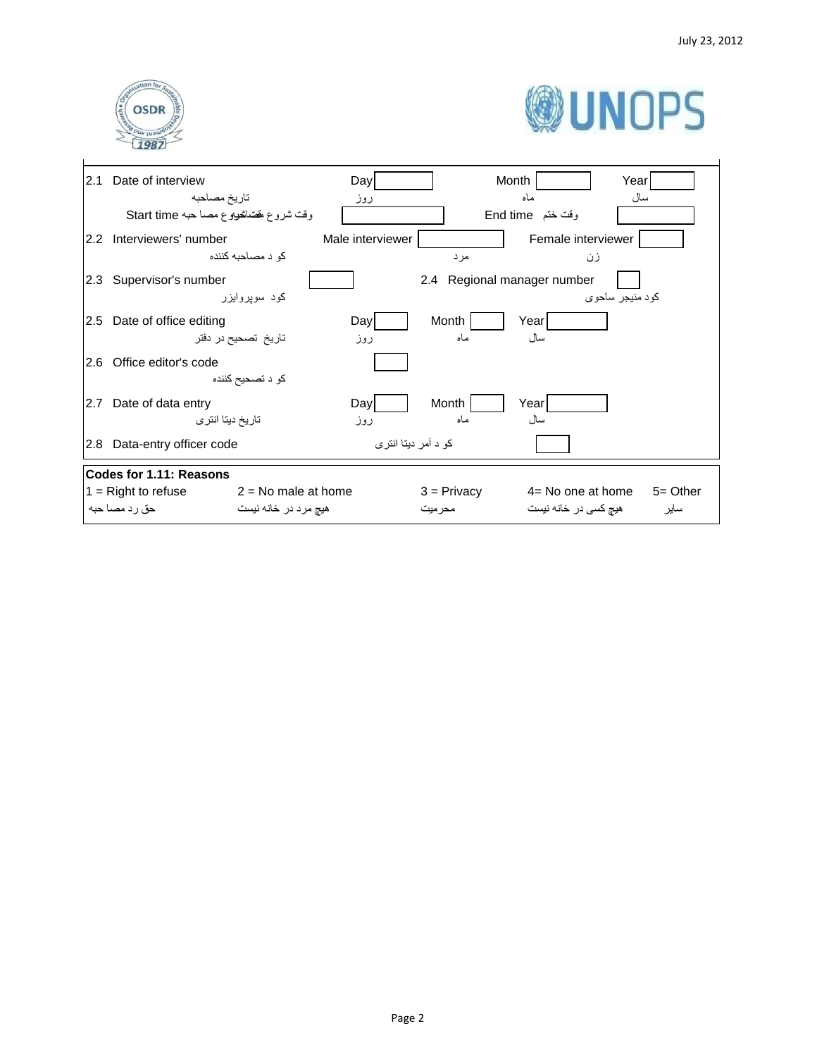| | | | | | |
|---|---|---|---|---|---|
| 2.1 Date of interview<br>تاريخ مصاحبه | Day<br>روز | | Month<br>ماه | | Year<br>سال |
| وقت شروع مصاحبه Start time | | | End time وقت ختم | | |
| 2.2 Interviewers' number<br>کو د مصاحبه کننده | Male interviewer<br>مرد | | Female interviewer<br>زن | | |
| 2.3 Supervisor's number<br>کود سوپروایزر | | | 2.4 Regional manager number<br>کود منیجر ساحوی | | |
| 2.5 Date of office editing<br>تاريخ تصحيح در دفتر | Day<br>روز | | Month<br>ماه | | Year<br>سال |
| 2.6 Office editor's code<br>کو د تصحیح کننده | | | | | |
| 2.7 Date of data entry<br>تاريخ ديتا انترى | Day<br>روز | | Month<br>ماه | | Year<br>سال |
| 2.8 Data-entry officer code | کو د آمر ديتا انترى | | | | |

**Codes for 1.11: Reasons**

| | | | | |
|---|---|---|---|---|
| 1 = Right to refuse | 2 = No male at home | 3 = Privacy | 4= No one at home | 5= Other |
| حق رد مصا حبه | هيچ مرد در خانه نيست | محرميت | هيچ کسى در خانه نيست | ساير |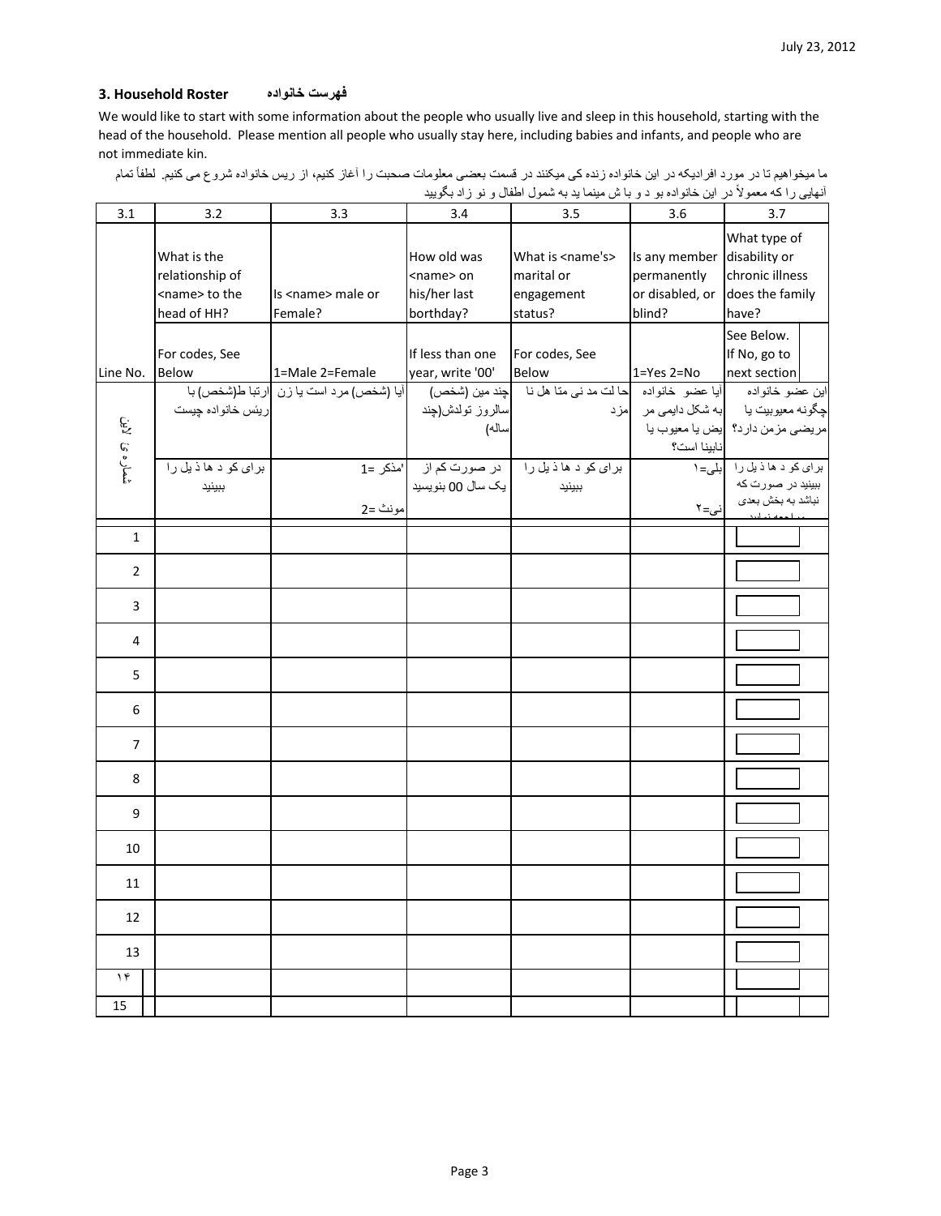## 3. Household Roster فهرست خانواده

We would like to start with some information about the people who usually live and sleep in this household, starting with the head of the household. Please mention all people who usually stay here, including babies and infants, and people who are not immediate kin.

ما میخواهیم تا در مورد افرادیکه در این خانواده زنده گی میکنند در قسمت بعضی معلومات صحبت را آغاز کنیم، از ریس خانواده شروع می کنیم. لطفاً تمام آنهایی را که معمولاً در این خانواده بو د و با ش مینما ید به شمول اطفال و نو زاد بگویید

| 3.1 | 3.2 | 3.3 | 3.4 | 3.5 | 3.6 | 3.7 |
|---|---|---|---|---|---|---|
| | What is the relationship of <name> to the head of HH? | Is <name> male or Female? | How old was <name> on his/her last borthday? | What is <name's> marital or engagement status? | Is any member permanently or disabled, or blind? | What type of disability or chronic illness does the family have? |
| Line No. | For codes, See Below | 1=Male 2=Female | If less than one year, write '00' | For codes, See Below | 1=Yes 2=No | See Below. If No, go to next section |
| شماره ی لاین | ارتبا ط(شخص) با ریئس خانواده چیست | آیا (شخص) مرد است یا زن | چند مین (شخص) سالروز تولدش(چند ساله) | حا لت مد نی متا هل نا مزد | آیا عضو خانواده به شکل دایمی مر یض یا معیوب یا نابینا است؟ | این عضو خانواده چگونه معیوبیت یا مریضی مزمن دارد؟ |
| | برای کو د ها ذ یل را ببینید | مذکر =1 مونث =2 | در صورت کم از یک سال 00 بنویسید | برای کو د ها ذ یل را ببینید | بلی=۱ نی=۲ | برای کو د ها ذ یل را ببینید در صورت که نباشد به بخش بعدی مراجعه نمایید |
| 1 | | | | | | |
| 2 | | | | | | |
| 3 | | | | | | |
| 4 | | | | | | |
| 5 | | | | | | |
| 6 | | | | | | |
| 7 | | | | | | |
| 8 | | | | | | |
| 9 | | | | | | |
| 10 | | | | | | |
| 11 | | | | | | |
| 12 | | | | | | |
| 13 | | | | | | |
| ۱۴ | | | | | | |
| 15 | | | | | | |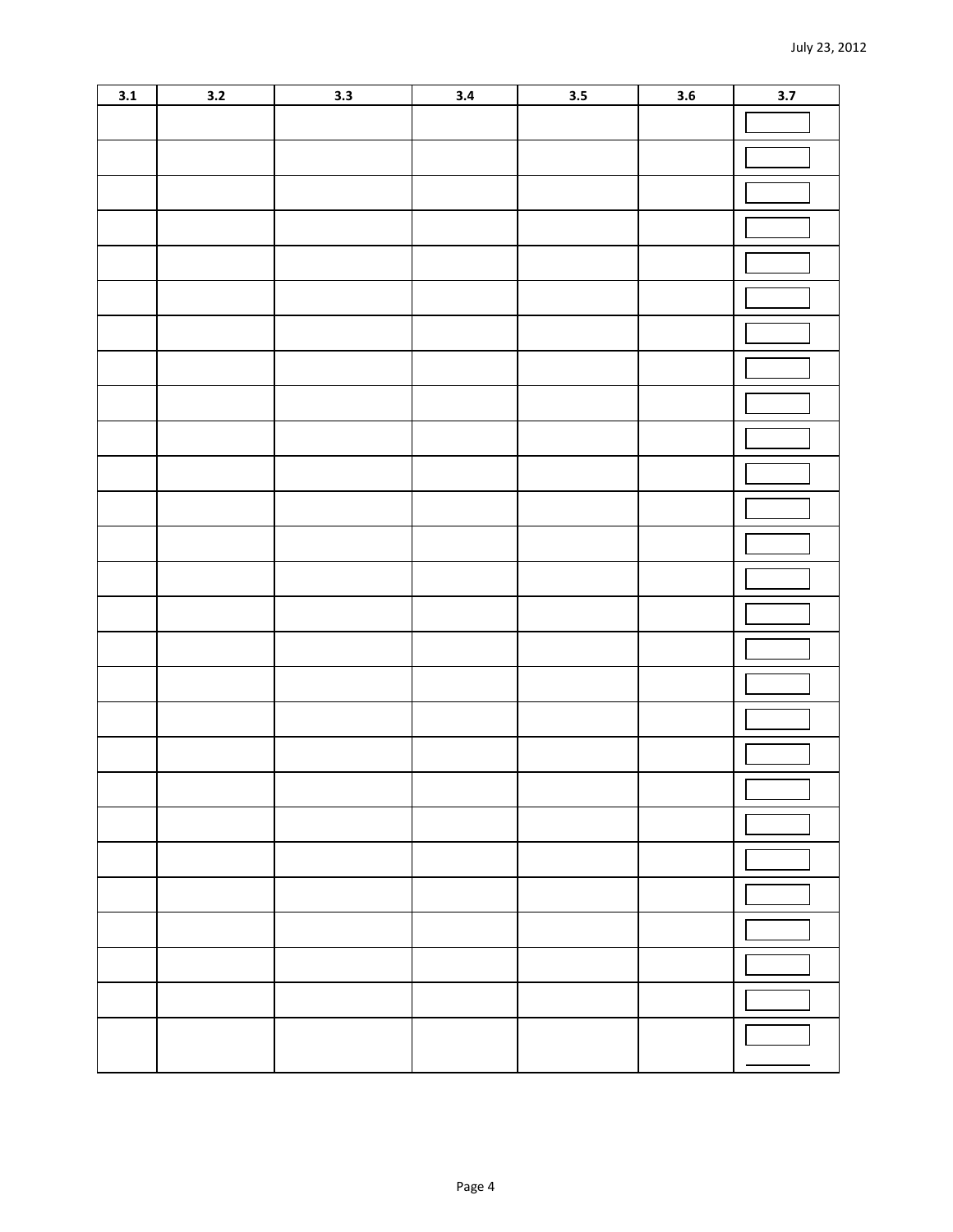| 3.1 | 3.2 | 3.3 | 3.4 | 3.5 | 3.6 | 3.7 |
|---|---|---|---|---|---|---|
| | | | | | | |
| | | | | | | |
| | | | | | | |
| | | | | | | |
| | | | | | | |
| | | | | | | |
| | | | | | | |
| | | | | | | |
| | | | | | | |
| | | | | | | |
| | | | | | | |
| | | | | | | |
| | | | | | | |
| | | | | | | |
| | | | | | | |
| | | | | | | |
| | | | | | | |
| | | | | | | |
| | | | | | | |
| | | | | | | |
| | | | | | | |
| | | | | | | |
| | | | | | | |
| | | | | | | |
| | | | | | | |
| | | | | | | |
| | | | | | | |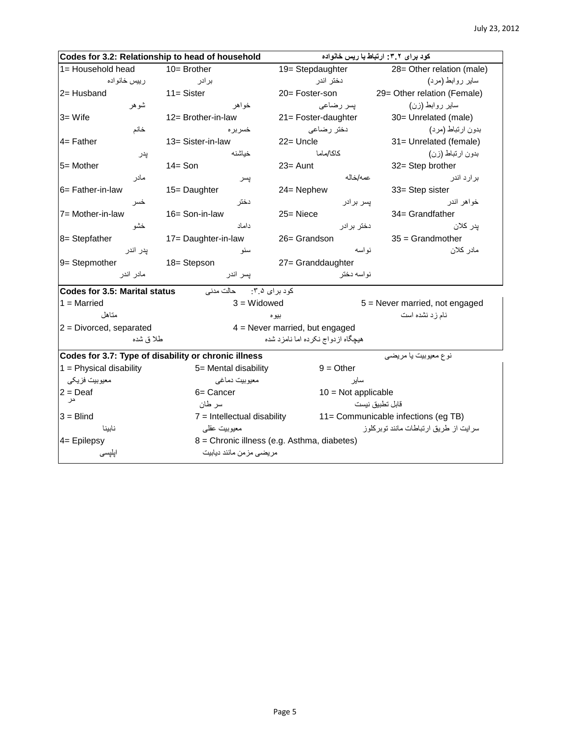## Codes for 3.2: Relationship to head of household — کود برای ۳.۲: ارتباط با ریس خانواده

| | | | |
|---|---|---|---|
| 1= Household head<br>رییس خانواده | 10= Brother<br>برادر | 19= Stepdaughter<br>دختر اندر | 28= Other relation (male)<br>سایر روابط (مرد) |
| 2= Husband<br>شوهر | 11= Sister<br>خواهر | 20= Foster-son<br>پسر رضاعی | 29= Other relation (Female)<br>سایر روابط (زن) |
| 3= Wife<br>خانم | 12= Brother-in-law<br>خسربره | 21= Foster-daughter<br>دختر رضاعی | 30= Unrelated (male)<br>بدون ارتباط (مرد) |
| 4= Father<br>پدر | 13= Sister-in-law<br>خیاشنه | 22= Uncle<br>کاکا/ماما | 31= Unrelated (female)<br>بدون ارتباط (زن) |
| 5= Mother<br>مادر | 14= Son<br>پسر | 23= Aunt<br>عمه/خاله | 32= Step brother<br>برارد اندر |
| 6= Father-in-law<br>خسر | 15= Daughter<br>دختر | 24= Nephew<br>پسر برادر | 33= Step sister<br>خواهر اندر |
| 7= Mother-in-law<br>خشو | 16= Son-in-law<br>داماد | 25= Niece<br>دختر برادر | 34= Grandfather<br>پدر کلان |
| 8= Stepfather<br>پدر اندر | 17= Daughter-in-law<br>سنو | 26= Grandson<br>نواسه | 35 = Grandmother<br>مادر کلان |
| 9= Stepmother<br>مادر اندر | 18= Stepson<br>پسر اندر | 27= Granddaughter<br>نواسه دختر | |

## Codes for 3.5: Marital status — کود برای ۳.۵: حالت مدنی

| | | |
|---|---|---|
| 1 = Married<br>متاهل | 3 = Widowed<br>بیوه | 5 = Never married, not engaged<br>نام زد نشده است |
| 2 = Divorced, separated<br>طلا ق شده | 4 = Never married, but engaged<br>هیچگاه ازدواج نکرده اما نامزد شده | |

## Codes for 3.7: Type of disability or chronic illness — نوع معیوبیت یا مریضی

| | | |
|---|---|---|
| 1 = Physical disability<br>معیوبیت فزیکی | 5= Mental disability<br>معیوبیت دماغی | 9 = Other<br>سایر |
| 2 = Deaf<br>کر | 6= Cancer<br>سر طان | 10 = Not applicable<br>قابل تطبیق نیست |
| 3 = Blind<br>نابینا | 7 = Intellectual disability<br>معیوبیت عقلی | 11= Communicable infections (eg TB)<br>سرایت از طریق ارتباطات مانند توبرکلوز |
| 4= Epilepsy<br>اپلپسی | 8 = Chronic illness (e.g. Asthma, diabetes)<br>مریضی مزمن مانند دیابیت | |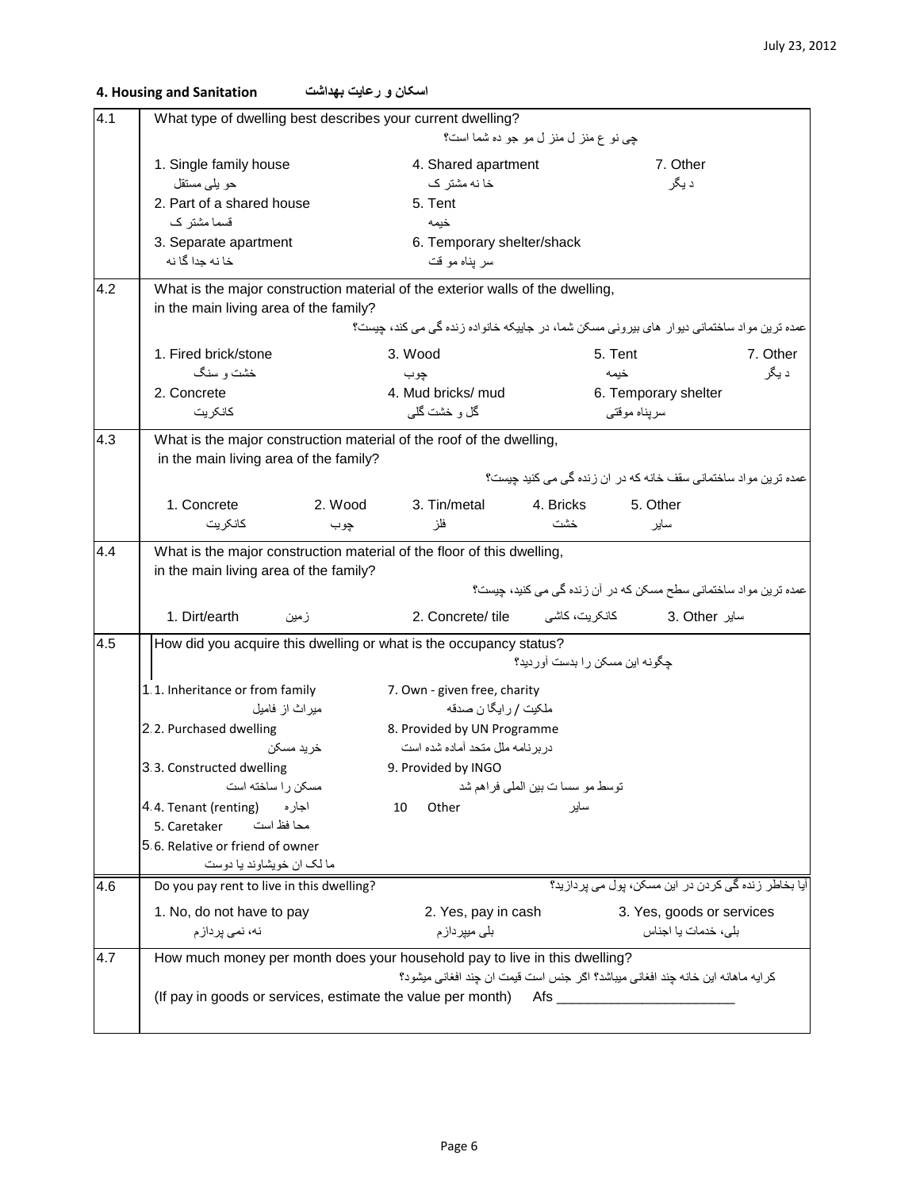## 4. Housing and Sanitation اسکان و رعایت بهداشت

**4.1** What type of dwelling best describes your current dwelling?

چی نو ع منز ل مو جو ده شما است؟

1. Single family house — حو یلی مستقل
2. Part of a shared house — قسما مشتر ک
3. Separate apartment — خا نه جدا گا نه
4. Shared apartment — خا نه مشتر ک
5. Tent — خیمه
6. Temporary shelter/shack — سر پناه مو قت
7. Other — د یگر

**4.2** What is the major construction material of the exterior walls of the dwelling, in the main living area of the family?

عمده ترین مواد ساختمانی دیوار های بیرونی مسکن شما، در جاییکه خانواده زنده گی می کند، چیست؟

1. Fired brick/stone — خشت و سنگ
2. Concrete — کانکریت
3. Wood — چوب
4. Mud bricks/ mud — گل و خشت گلی
5. Tent — خیمه
6. Temporary shelter — سرپناه موقتی
7. Other — د یگر

**4.3** What is the major construction material of the roof of the dwelling, in the main living area of the family?

عمده ترین مواد ساختمانی سقف خانه که در ان زنده گی می کنید چیست؟

1. Concrete — کانکریت
2. Wood — چوب
3. Tin/metal — فلز
4. Bricks — خشت
5. Other — سایر

**4.4** What is the major construction material of the floor of this dwelling, in the main living area of the family?

عمده ترین مواد ساختمانی سطح مسکن که در آن زنده گی می کنید، چیست؟

1. Dirt/earth — زمین
2. Concrete/ tile — کانکریت، کاشی
3. Other — سایر

**4.5** How did you acquire this dwelling or what is the occupancy status?

چگونه این مسکن را بدست آوردید؟

1. 1. Inheritance or from family — میراث از فامیل
2. 2. Purchased dwelling — خرید مسکن
3. 3. Constructed dwelling — مسکن را ساخته است
4. 4. Tenant (renting) — اجاره
5. Caretaker — محا فظ است
5. 6. Relative or friend of owner — ما لک ان خویشاوند یا دوست
7. Own - given free, charity — ملکیت / رایگا ن صدقه
8. Provided by UN Programme — دربرنامه ملل متحد آماده شده است
9. Provided by INGO — توسط مو سسا ت بین المللی فراهم شد
10. Other — سایر

**4.6** Do you pay rent to live in this dwelling?

آیا بخاطر زنده گی کردن در این مسکن، پول می پردازید؟

1. No, do not have to pay — نه، نمی پردازم
2. Yes, pay in cash — بلی میپردازم
3. Yes, goods or services — بلی، خدمات یا اجناس

**4.7** How much money per month does your household pay to live in this dwelling?

کرایه ماهانه این خانه چند افغانی میباشد؟ اگر جنس است قیمت ان چند افغانی میشود؟

(If pay in goods or services, estimate the value per month) Afs ________________________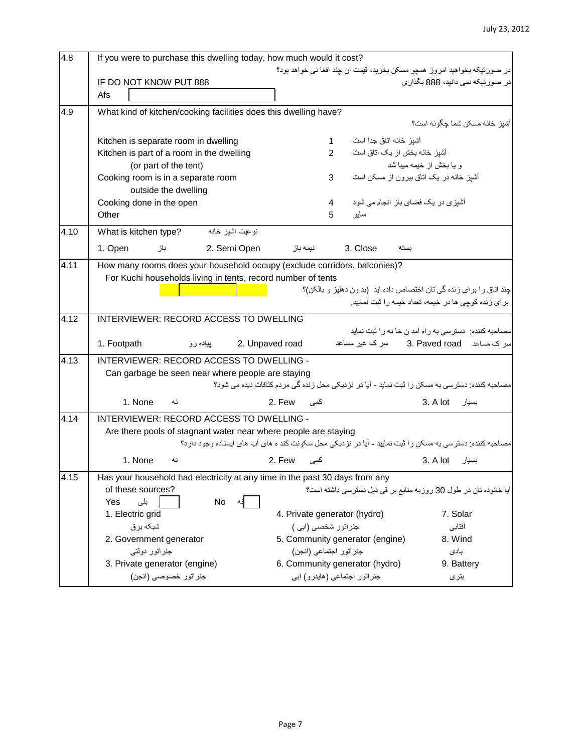| | |
|---|---|
| 4.8 | If you were to purchase this dwelling today, how much would it cost?<br>در صورتیکه بخواهید امروز همچو مسکن بخرید، قیمت ان چند افغا نی خواهد بود؟<br>IF DO NOT KNOW PUT 888 — در صورتیکه نمی دانید، 888 بگذاری<br>Afs [ ] |
| 4.9 | What kind of kitchen/cooking facilities does this dwelling have?<br>آشپز خانه مسکن شما چگونه است؟<br>Kitchen is separate room in dwelling — 1 — آشپز خانه اتاق جدا است<br>Kitchen is part of a room in the dwelling (or part of the tent) — 2 — آشپز خانه بخش از یک اتاق است و یا بخش از خیمه میبا شد<br>Cooking room is in a separate room outside the dwelling — 3 — آشپز خانه در یک اتاق بیرون از مسکن است<br>Cooking done in the open — 4 — آشپزی در یک فضای باز انجام می شود<br>Other — 5 — سایر |
| 4.10 | What is kitchen type? نوعیت اشپز خانه<br>1. Open باز — 2. Semi Open نیمه باز — 3. Close بسته |
| 4.11 | How many rooms does your household occupy (exclude corridors, balconies)?<br>For Kuchi households living in tents, record number of tents<br>چند اتاق را برای زنده گی تان اختصاص داده اید (بد ون دهلیز و بالکن)؟<br>برای زنده کوچی ها در خیمه، تعداد خیمه را ثبت نمایید.<br>[ ] |
| 4.12 | INTERVIEWER: RECORD ACCESS TO DWELLING<br>مصاحبه کننده: دسترسی به راه امد ن خا نه را ثبت نماید<br>1. Footpath پیاده رو — 2. Unpaved road سر ک غیر مساعد — 3. Paved road سر ک مساعد |
| 4.13 | INTERVIEWER: RECORD ACCESS TO DWELLING -<br>Can garbage be seen near where people are staying<br>مصاحبه کننده: دسترسی به مسکن را ثبت نماید - آیا در نزدیکی محل زنده گی مردم کثافات دیده می شود؟<br>1. None نه — 2. Few کمی — 3. A lot بسیار |
| 4.14 | INTERVIEWER: RECORD ACCESS TO DWELLING -<br>Are there pools of stagnant water near where people are staying<br>مصاحبه کننده: دسترسی به مسکن را ثبت نمایید - آیا در نزدیکی محل سکونت کند ه های آب های ایستاده وجود دارد؟<br>1. None نه — 2. Few کمی — 3. A lot بسیار |
| 4.15 | Has your household had electricity at any time in the past 30 days from any of these sources?<br>آیا خانوده تان در طول 30 روزبه منابع بر قی ذیل دسترسی داشته است؟<br>Yes بلی [ ] No نه [ ]<br>1. Electric grid شبکه برق — 4. Private generator (hydro) جنراتور شخصی (ابی ) — 7. Solar آفتابی<br>2. Government generator جنراتور دولتی — 5. Community generator (engine) جنراتور اجتماعی (انجن) — 8. Wind بادی<br>3. Private generator (engine) جنراتور خصوصی (انجن) — 6. Community generator (hydro) جنراتور اجتماعی (هایدرو) ابی — 9. Battery بتری |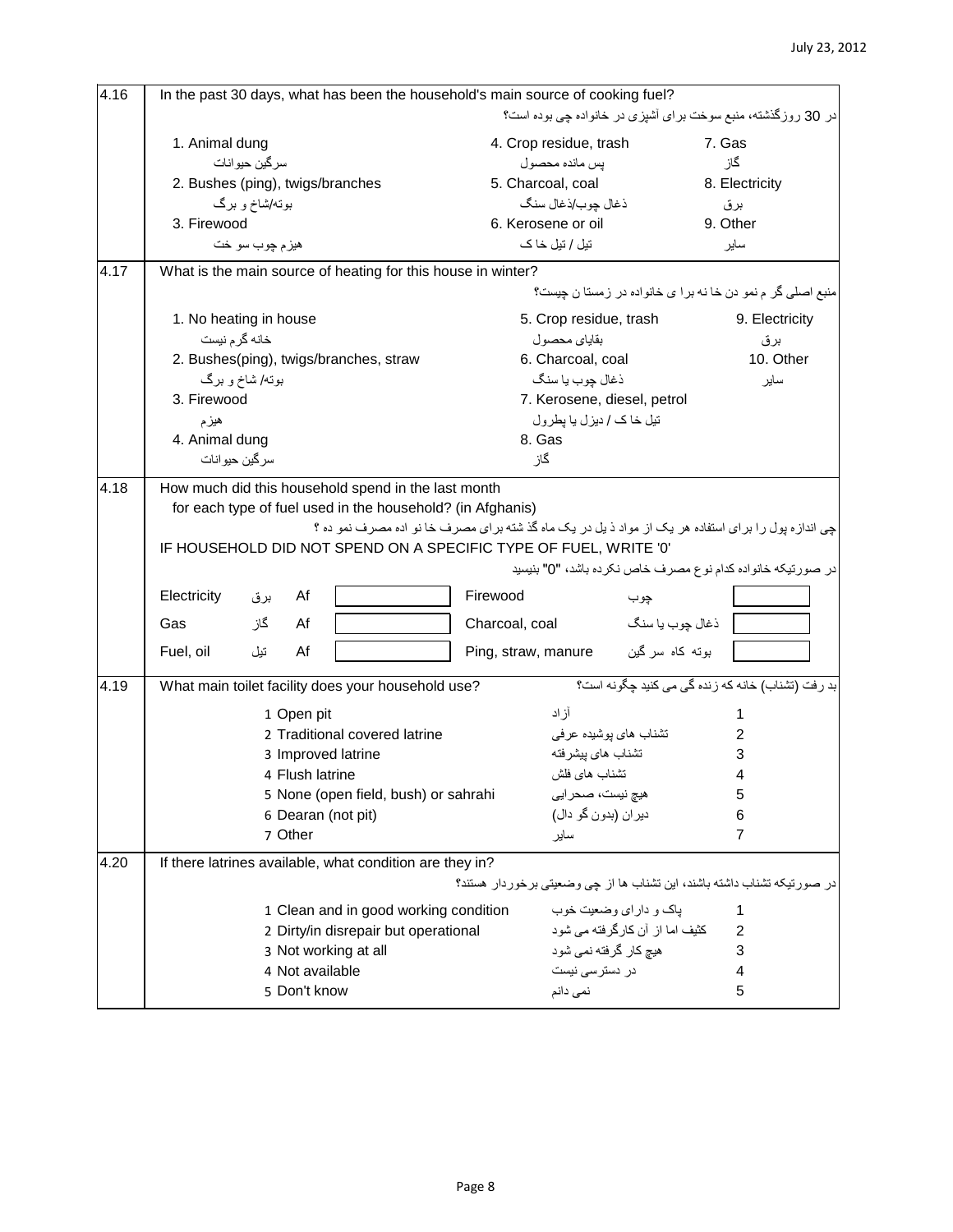| No. | Question |
|---|---|
| 4.16 | In the past 30 days, what has been the household's main source of cooking fuel?<br>در 30 روزگذشته، منبع سوخت برای آشپزی در خانواده چی بوده است؟ |

| | | |
|---|---|---|
| 1. Animal dung<br>سرگین حیوانات | 4. Crop residue, trash<br>پس مانده محصول | 7. Gas<br>گاز |
| 2. Bushes (ping), twigs/branches<br>بوته/شاخ و برگ | 5. Charcoal, coal<br>ذغال چوب/ذغال سنگ | 8. Electricity<br>برق |
| 3. Firewood<br>هیزم چوب سو خت | 6. Kerosene or oil<br>تیل / تیل خا ک | 9. Other<br>سایر |

| No. | Question |
|---|---|
| 4.17 | What is the main source of heating for this house in winter?<br>منبع اصلی گر م نمو دن خا نه برا ی خانواده در زمستا ن چیست؟ |

| | | |
|---|---|---|
| 1. No heating in house<br>خانه گرم نیست | 5. Crop residue, trash<br>بقایای محصول | 9. Electricity<br>برق |
| 2. Bushes(ping), twigs/branches, straw<br>بوته/ شاخ و برگ | 6. Charcoal, coal<br>ذغال چوب یا سنگ | 10. Other<br>سایر |
| 3. Firewood<br>هیزم | 7. Kerosene, diesel, petrol<br>تیل خا ک / دیزل یا پطرول | |
| 4. Animal dung<br>سرگین حیوانات | 8. Gas<br>گاز | |

| No. | Question |
|---|---|
| 4.18 | How much did this household spend in the last month for each type of fuel used in the household? (in Afghanis)<br>چی اندازه پول را برای استفاده هر یک از مواد ذ یل در یک ماه گذ شته برای مصرف خا نو اده مصرف نمو ده ؟<br>IF HOUSEHOLD DID NOT SPEND ON A SPECIFIC TYPE OF FUEL, WRITE '0'<br>در صورتیکه خانواده کدام نوع مصرف خاص نکرده باشد، "0" بنیسید |

| Fuel | | | Amount | Fuel | | Amount |
|---|---|---|---|---|---|---|
| Electricity | برق | Af | | Firewood | چوب | |
| Gas | گاز | Af | | Charcoal, coal | ذغال چوب یا سنگ | |
| Fuel, oil | تیل | Af | | Ping, straw, manure | بوته کاه سر گین | |

| No. | Question |
|---|---|
| 4.19 | What main toilet facility does your household use?<br>بد رفت (تشناب) خانه که زنده گی می کنید چگونه است؟ |

| Option | | Code |
|---|---|---|
| 1 Open pit | آزاد | 1 |
| 2 Traditional covered latrine | تشناب های پوشیده عرفی | 2 |
| 3 Improved latrine | تشناب های پیشرفته | 3 |
| 4 Flush latrine | تشناب های فلش | 4 |
| 5 None (open field, bush) or sahrahi | هیچ نیست، صحرایی | 5 |
| 6 Dearan (not pit) | دیران (بدون گو دال) | 6 |
| 7 Other | سایر | 7 |

| No. | Question |
|---|---|
| 4.20 | If there latrines available, what condition are they in?<br>در صورتیکه تشناب داشته باشند، این تشناب ها از چی وضعیتی برخوردار هستند؟ |

| Option | | Code |
|---|---|---|
| 1 Clean and in good working condition | پاک و دارای وضعیت خوب | 1 |
| 2 Dirty/in disrepair but operational | کثیف اما از آن کارگرفته می شود | 2 |
| 3 Not working at all | هیچ کار گرفته نمی شود | 3 |
| 4 Not available | در دسترسی نیست | 4 |
| 5 Don't know | نمی دانم | 5 |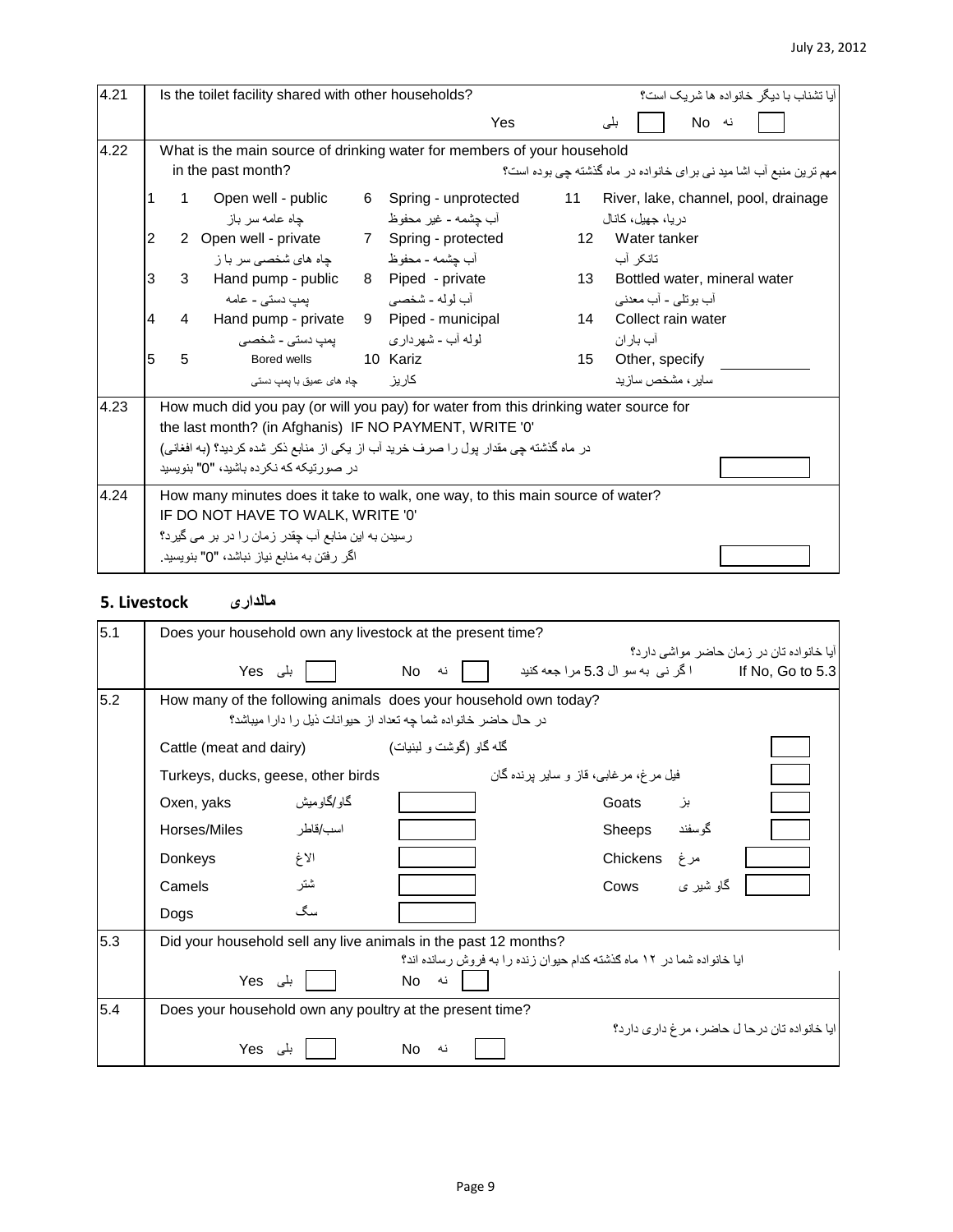| 4.21 | Is the toilet facility shared with other households? آیا تشناب با دیگر خانواده ها شریک است؟ |
|---|---|
| | Yes بلی [ ] No نه [ ] |
| 4.22 | What is the main source of drinking water for members of your household in the past month? مهم ترین منبع آب اشا مید نی برای خانواده در ماه گذشته چی بوده است؟ |
| | 1 Open well - public چاه عامه سر باز; 2 Open well - private چاه های شخصی سر با ز; 3 Hand pump - public پمپ دستی - عامه; 4 Hand pump - private پمپ دستی - شخصی; 5 Bored wells چاه های عمیق با پمپ دستی; 6 Spring - unprotected آب چشمه - غیر محفوظ; 7 Spring - protected آب چشمه - محفوظ; 8 Piped - private آب لوله - شخصی; 9 Piped - municipal لوله آب - شهرداری; 10 Kariz کاریز; 11 River, lake, channel, pool, drainage دریا، جهیل، کانال; 12 Water tanker تانکر آب; 13 Bottled water, mineral water آب بوتلی - آب معدنی; 14 Collect rain water آب باران; 15 Other, specify ______ سایر، مشخص سازید |
| 4.23 | How much did you pay (or will you pay) for water from this drinking water source for the last month? (in Afghanis) IF NO PAYMENT, WRITE '0' در ماه گذشته چی مقدار پول را صرف خرید آب از یکی از منابع ذکر شده کردید؟ (به افغانی) در صورتیکه که نکرده باشید، "0" بنویسید [ ] |
| 4.24 | How many minutes does it take to walk, one way, to this main source of water? IF DO NOT HAVE TO WALK, WRITE '0' رسیدن به این منابع آب چقدر زمان را در بر می گیرد؟ اگر رفتن به منابع نیاز نباشد، "0" بنویسید. [ ] |

## 5. Livestock مالداری

| 5.1 | Does your household own any livestock at the present time? آیا خانواده تان در زمان حاضر مواشی دارد؟ | | | |
|---|---|---|---|---|
| | Yes بلی [ ] | No نه [ ] | ا گر نی به سو ال 5.3 مرا جعه کنید If No, Go to 5.3 | |
| 5.2 | How many of the following animals does your household own today? در حال حاضر خانواده شما چه تعداد از حیوانات ذیل را دارا میباشد؟ | | | |
| | Cattle (meat and dairy) گله گاو (گوشت و لبنیات) | | | [ ] |
| | Turkeys, ducks, geese, other birds فیل مرغ، مرغابی، قاز و سایر پرنده گان | | | [ ] |
| | Oxen, yaks گاو/گاومیش | [ ] | Goats بز | [ ] |
| | Horses/Miles اسب/قاطر | [ ] | Sheeps گوسفند | [ ] |
| | Donkeys الاغ | [ ] | Chickens مرغ | [ ] |
| | Camels شتر | [ ] | Cows گاو شیر ی | [ ] |
| | Dogs سگ | [ ] | | |
| 5.3 | Did your household sell any live animals in the past 12 months? ایا خانواده شما در ۱۲ ماه گذشته کدام حیوان زنده را به فروش رسانده اند؟ | | | |
| | Yes بلی [ ] | No نه [ ] | | |
| 5.4 | Does your household own any poultry at the present time? ایا خانواده تان درحا ل حاضر، مرغ داری دارد؟ | | | |
| | Yes بلی [ ] | No نه [ ] | | |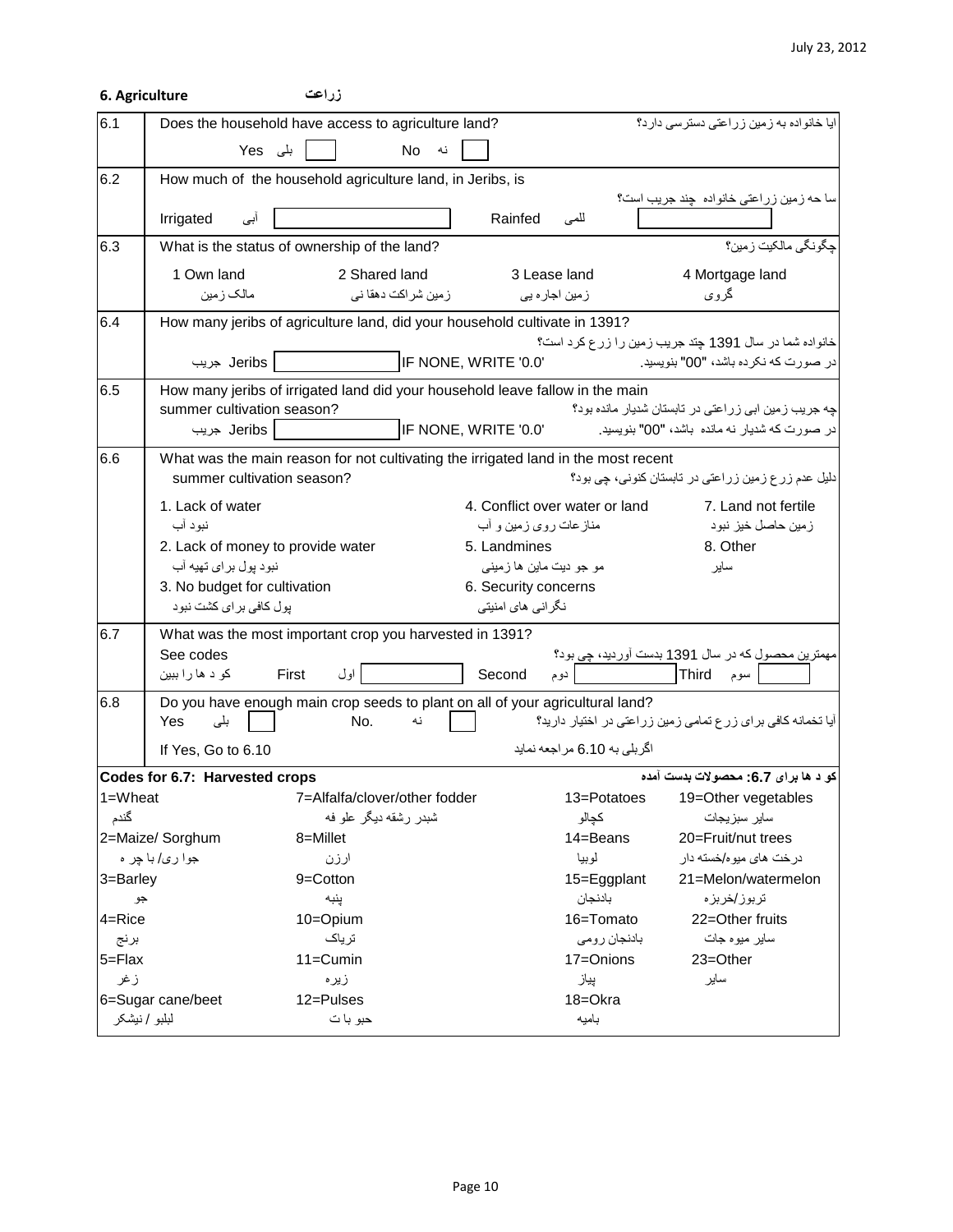## 6. Agriculture زراعت

| | | |
|---|---|---|
| 6.1 | Does the household have access to agriculture land?<br>Yes بلی [ ]  No نه [ ] | ایا خانواده به زمین زراعتی دسترسی دارد؟ |
| 6.2 | How much of the household agriculture land, in Jeribs, is<br>Irrigated آبی [ ]  Rainfed للمی [ ] | ساحه زمین زراعتی خانواده چند جریب است؟ |
| 6.3 | What is the status of ownership of the land?<br>1 Own land مالک زمین  2 Shared land زمین شراکت دهقانی  3 Lease land زمین اجاره یی  4 Mortgage land گروی | چگونگی مالکیت زمین؟ |
| 6.4 | How many jeribs of agriculture land, did your household cultivate in 1391?<br>Jeribs جریب [ ]  IF NONE, WRITE '0.0' | خانواده شما در سال 1391 چند جریب زمین را زرع کرد است؟<br>در صورت که نکرده باشد، "00" بنویسید. |
| 6.5 | How many jeribs of irrigated land did your household leave fallow in the main summer cultivation season?<br>Jeribs جریب [ ]  IF NONE, WRITE '0.0' | چه جریب زمین ابی زراعتی در تابستان شدیار مانده بود؟<br>در صورت که شدیار نه مانده باشد، "00" بنویسید. |
| 6.6 | What was the main reason for not cultivating the irrigated land in the most recent summer cultivation season?<br>1. Lack of water نبود آب<br>2. Lack of money to provide water نبود پول برای تهیه آب<br>3. No budget for cultivation پول کافی برای کشت نبود<br>4. Conflict over water or land منازعات روی زمین و آب<br>5. Landmines موجودیت ماین ها زمینی<br>6. Security concerns نگرانی های امنیتی<br>7. Land not fertile زمین حاصل خیز نبود<br>8. Other سایر | دلیل عدم زرع زمین زراعتی در تابستان کنونی، چی بود؟ |
| 6.7 | What was the most important crop you harvested in 1391?<br>See codes کودها را ببین<br>First اول [ ]  Second دوم [ ]  Third سوم [ ] | مهمترین محصول که در سال 1391 بدست آوردید، چی بود؟ |
| 6.8 | Do you have enough main crop seeds to plant on all of your agricultural land?<br>Yes بلی [ ]  No. نه [ ]<br>If Yes, Go to 6.10 | آیا تخمانه کافی برای زرع تمامی زمین زراعتی در اختیار دارید؟<br>اگربلی به 6.10 مراجعه نماید |

### Codes for 6.7: Harvested crops کودها برای 6.7: محصولات بدست آمده

| | | | |
|---|---|---|---|
| 1=Wheat گندم | 7=Alfalfa/clover/other fodder شبدر رشقه دیگر علوفه | 13=Potatoes کچالو | 19=Other vegetables سایر سبزیجات |
| 2=Maize/ Sorghum جواری/ باجره | 8=Millet ارزن | 14=Beans لوبیا | 20=Fruit/nut trees درخت های میوه/خسته دار |
| 3=Barley جو | 9=Cotton پنبه | 15=Eggplant بادنجان | 21=Melon/watermelon تربوز/خربزه |
| 4=Rice برنج | 10=Opium تریاک | 16=Tomato بادنجان رومی | 22=Other fruits سایر میوه جات |
| 5=Flax زغر | 11=Cumin زیره | 17=Onions پیاز | 23=Other سایر |
| 6=Sugar cane/beet لبلبو / نیشکر | 12=Pulses حبوبات | 18=Okra بامیه | |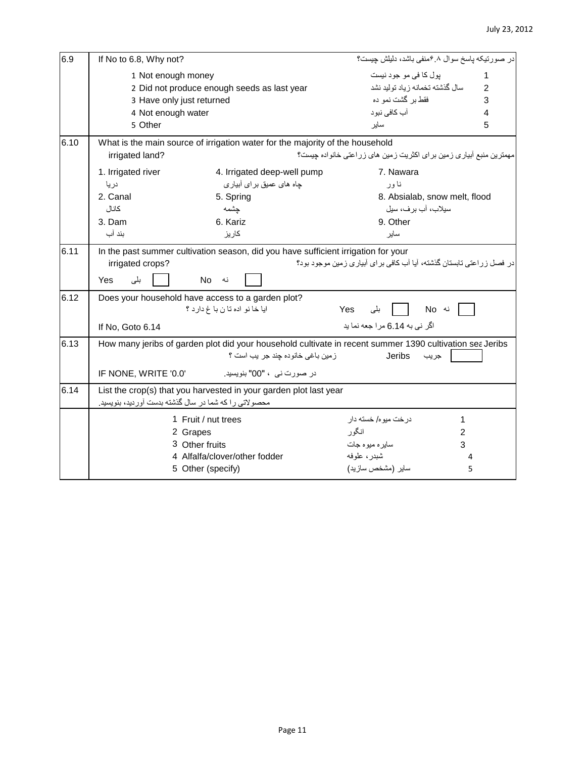| | |
|---|---|
| 6.9 | If No to 6.8, Why not? در صورتیکه پاسخ سوال ۶.۸منفی باشد، دلیلش چیست؟<br>1 Not enough money — پول کا فی مو جود نیست — 1<br>2 Did not produce enough seeds as last year — سال گذشته تخمانه زیاد تولید نشد — 2<br>3 Have only just returned — فقط بر گشت نمو ده — 3<br>4 Not enough water — آب کافی نبود — 4<br>5 Other — سایر — 5 |
| 6.10 | What is the main source of irrigation water for the majority of the household irrigated land? مهمترین منبع آبیاری زمین برای اکثریت زمین های زراعتی خانواده چیست؟<br>1. Irrigated river دریا — 4. Irrigated deep-well pump چاه های عمیق برای آبیاری — 7. Nawara نا ور<br>2. Canal کانال — 5. Spring چشمه — 8. Absialab, snow melt, flood سیلاب، آب برف، سیل<br>3. Dam بند آب — 6. Kariz کاریز — 9. Other سایر |
| 6.11 | In the past summer cultivation season, did you have sufficient irrigation for your irrigated crops? در فصل زراعتی تابستان گذشته، آیا آب کافی برای آبیاری زمین موجود بود؟<br>Yes بلی [ ] No نه [ ] |
| 6.12 | Does your household have access to a garden plot? ایا خا نو اده تا ن با غ دارد ؟ Yes بلی [ ] No نه [ ]<br>If No, Goto 6.14 — اگر نی به 6.14 مرا جعه نما ید |
| 6.13 | How many jeribs of garden plot did your household cultivate in recent summer 1390 cultivation sea Jeribs<br>زمین باغی خانوده چند جر یب است ؟ Jeribs جریب [ ]<br>IF NONE, WRITE '0.0' — در صورت نی ، "00" بنویسید. |
| 6.14 | List the crop(s) that you harvested in your garden plot last year<br>محصولاتی را که شما در سال گذشته بدست آوردید، بنویسید. |
| | 1 Fruit / nut trees — درخت میوه/ خسته دار — 1<br>2 Grapes — انگور — 2<br>3 Other fruits — سایره میوه جات — 3<br>4 Alfalfa/clover/other fodder — شبدر، علوفه — 4<br>5 Other (specify) — سایر (مشخص سازید) — 5 |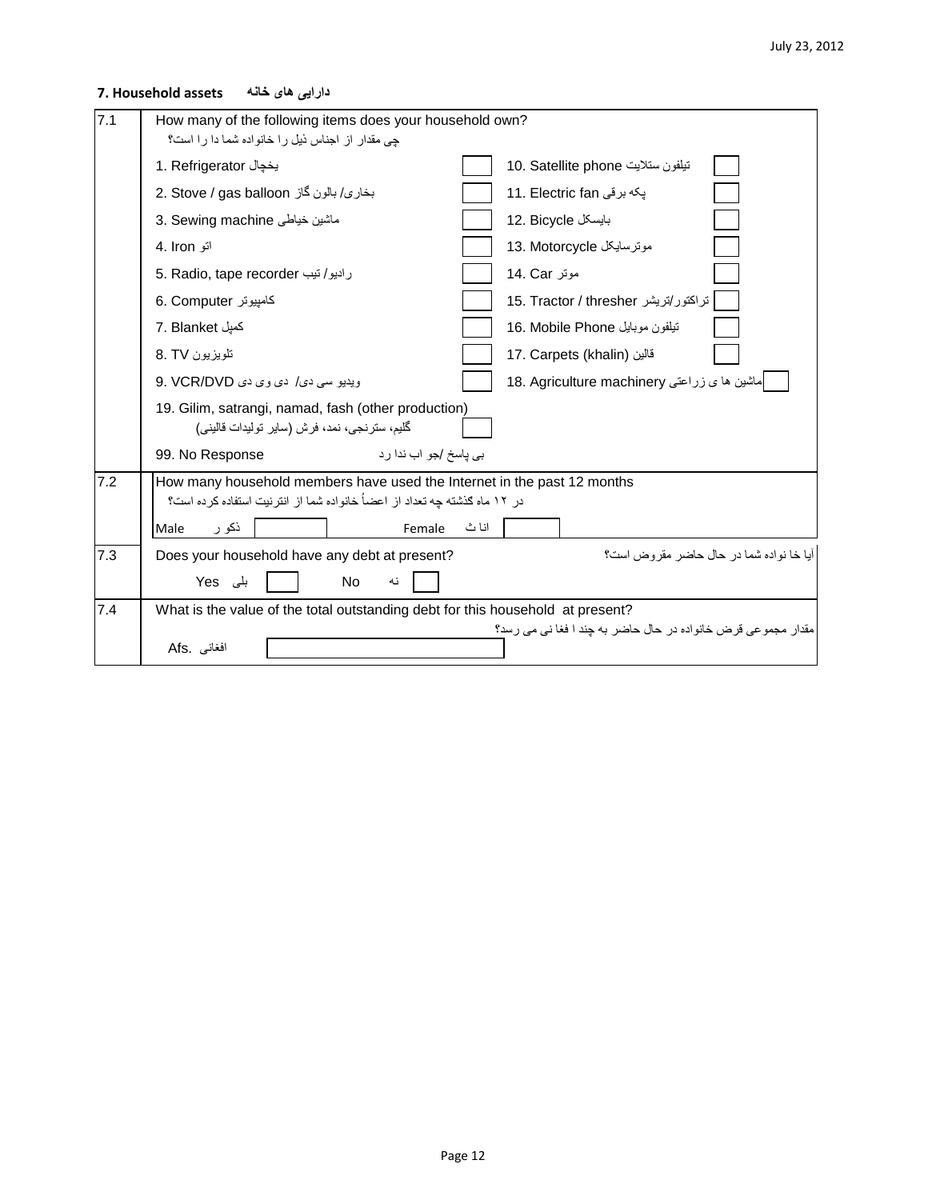## 7. Household assets دارایی های خانه

| | |
|---|---|
| 7.1 | How many of the following items does your household own?<br>چی مقدار از اجناس ذیل را خانواده شما دا را است؟ |

| Item | | Item | |
|---|---|---|---|
| 1. Refrigerator یخچال | | 10. Satellite phone تیلفون ستلایت | |
| 2. Stove / gas balloon بخاری/ بالون گاز | | 11. Electric fan پکه برقی | |
| 3. Sewing machine ماشین خیاطی | | 12. Bicycle بایسکل | |
| 4. Iron اتو | | 13. Motorcycle موترسایکل | |
| 5. Radio, tape recorder رادیو/ تیپ | | 14. Car موتر | |
| 6. Computer کامپیوتر | | 15. Tractor / thresher تراکتور/تریشر | |
| 7. Blanket کمپل | | 16. Mobile Phone تیلفون موبایل | |
| 8. TV تلویزیون | | 17. Carpets (khalin) قالین | |
| 9. VCR/DVD ویدیو سی دی/ دی وی دی | | 18. Agriculture machinery ماشین ها ی زراعتی | |
| 19. Gilim, satrangi, namad, fash (other production)<br>گلیم، سترنجی، نمد، فرش (سایر تولیدات قالینی) | | | |
| 99. No Response بی پاسخ /جو اب ندا رد | | | |

| | |
|---|---|
| 7.2 | How many household members have used the Internet in the past 12 months<br>در ۱۲ ماه گذشته چه تعداد از اعضاً خانواده شما از انترنیت استفاده کرده است؟<br>Male ذکو ر ______ Female انا ث ______ |
| 7.3 | Does your household have any debt at present? آیا خا نواده شما در حال حاضر مقروض است؟<br>Yes بلی ☐ No نه ☐ |
| 7.4 | What is the value of the total outstanding debt for this household at present?<br>مقدار مجموعی قرض خانواده در حال حاضر به چند ا فغا نی می رسد؟<br>Afs. افغانی ______ |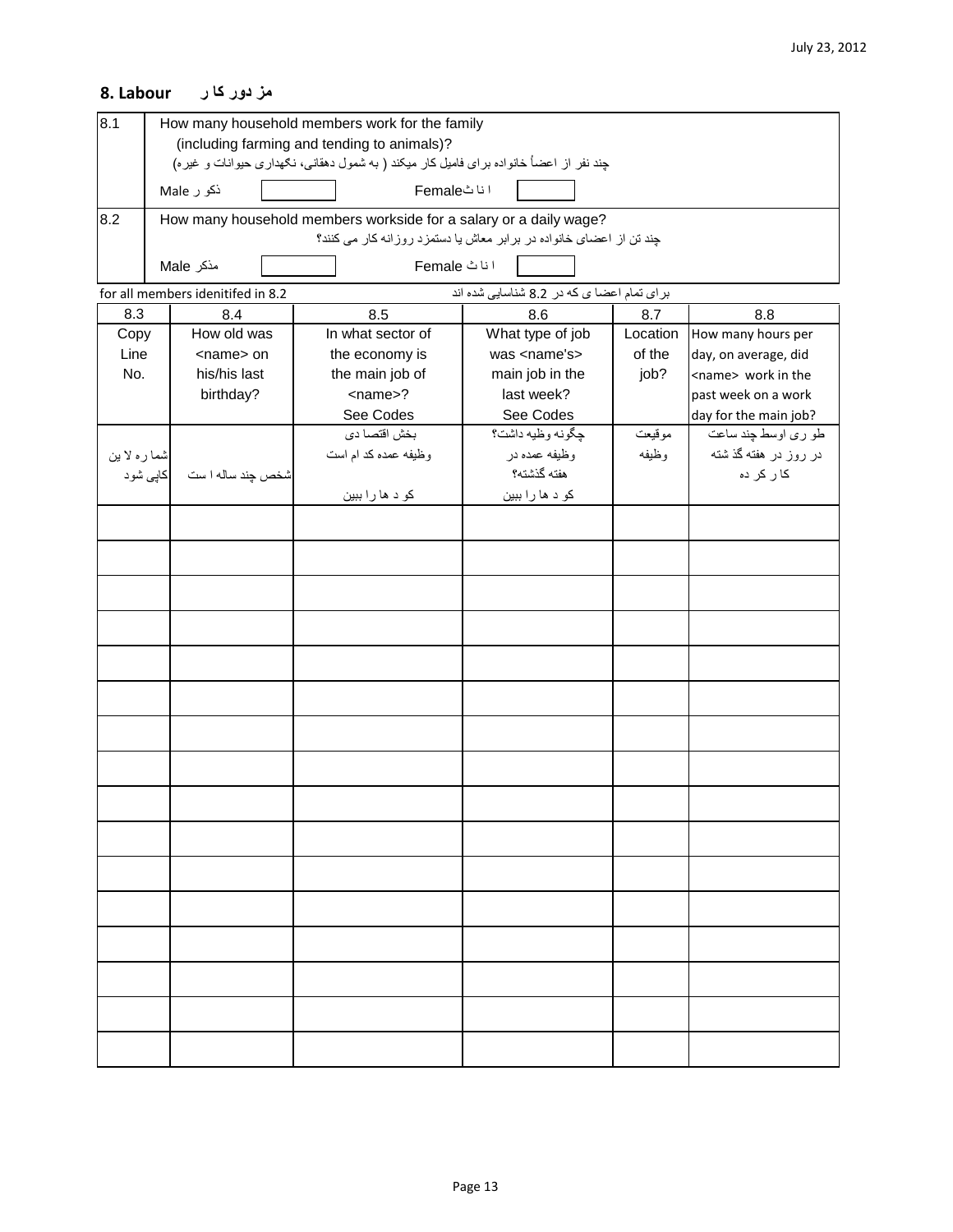## 8. Labour مز دور کا ر

| | |
|---|---|
| 8.1 | How many household members work for the family<br>(including farming and tending to animals)?<br>چند نفر از اعضاً خانواده برای فامیل کار میکند ( به شمول دهقانی، نگهداری حیوانات و غیره)<br>ذکو ر Male \_\_\_\_\_ ا نا ثFemale \_\_\_\_\_ |
| 8.2 | How many household members workside for a salary or a daily wage?<br>چند تن از اعضای خانواده در برابر معاش یا دستمزد روزانه کار می کنند؟<br>مذکر Male \_\_\_\_\_ ا نا ث Female \_\_\_\_\_ |

for all members idenitifed in 8.2 — برای تمام اعضا ی که در 8.2 شناسایی شده اند

| 8.3 | 8.4 | 8.5 | 8.6 | 8.7 | 8.8 |
|---|---|---|---|---|---|
| Copy Line No. | How old was <name> on his/his last birthday? | In what sector of the economy is the main job of <name>?<br>See Codes | What type of job was <name's> main job in the last week?<br>See Codes | Location of the job? | How many hours per day, on average, did <name> work in the past week on a work day for the main job? |
| شما ره لا ین کاپی شود | شخص چند ساله ا ست | بخش اقتصا دی وظیفه عمده کد ام است<br>کو د ها را ببین | چگونه وظیه داشت؟ وظیفه عمده در هفته گذشته؟<br>کو د ها را ببین | موقیعت وظیفه | طو ری اوسط چند ساعت در روز در هفته گذ شته کا ر کر ده |
| | | | | | |
| | | | | | |
| | | | | | |
| | | | | | |
| | | | | | |
| | | | | | |
| | | | | | |
| | | | | | |
| | | | | | |
| | | | | | |
| | | | | | |
| | | | | | |
| | | | | | |
| | | | | | |
| | | | | | |
| | | | | | |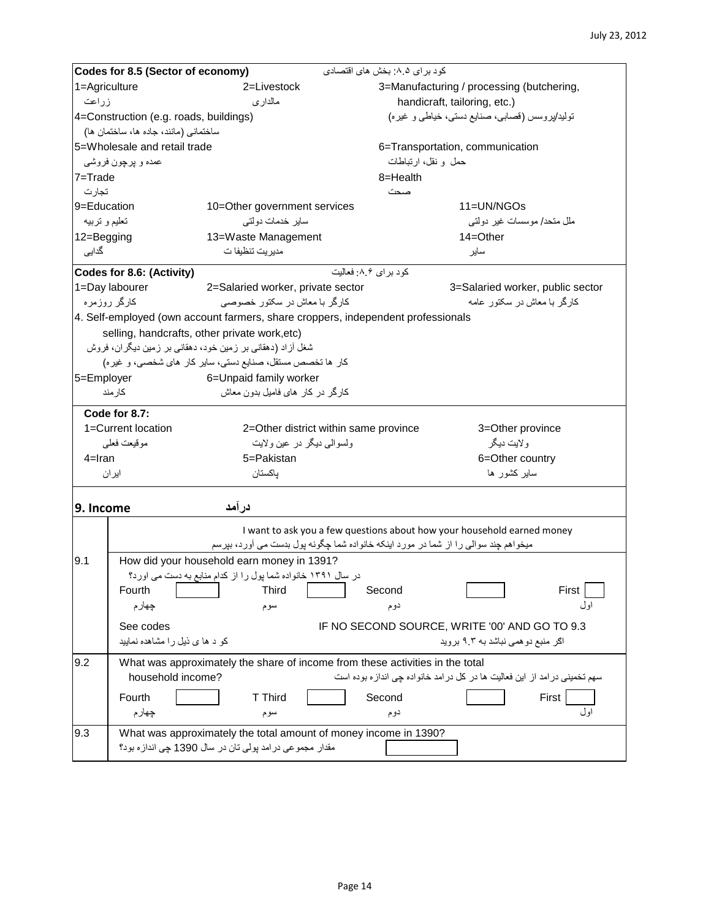**Codes for 8.5 (Sector of economy)** کود برای ۸.۵: بخش های اقتصادی

| | | |
|---|---|---|
| 1=Agriculture<br>زراعت | 2=Livestock<br>مالداری | 3=Manufacturing / processing (butchering, handicraft, tailoring, etc.)<br>تولید/پروسس (قصابی، صنایع دستی، خیاطی و غیره) |
| 4=Construction (e.g. roads, buildings)<br>ساختمانی (مانند، جاده ها، ساختمان ها) | | |
| 5=Wholesale and retail trade<br>عمده و پرچون فروشی | | 6=Transportation, communication<br>حمل و نقل، ارتباطات |
| 7=Trade<br>تجارت | | 8=Health<br>صحت |
| 9=Education<br>تعلیم و تربیه | 10=Other government services<br>سایر خدمات دولتی | 11=UN/NGOs<br>ملل متحد/ موسسات غیر دولتی |
| 12=Begging<br>گدایی | 13=Waste Management<br>مدیریت تنظیفا ت | 14=Other<br>سایر |

**Codes for 8.6: (Activity)** کود برای ۸.۶: فعالیت

| | | |
|---|---|---|
| 1=Day labourer<br>کارگر روزمره | 2=Salaried worker, private sector<br>کارگر با معاش در سکتور خصوصی | 3=Salaried worker, public sector<br>کارگر با معاش در سکتور عامه |
| 4. Self-employed (own account farmers, share croppers, independent professionals selling, handcrafts, other private work,etc)<br>شغل آزاد (دهقانی بر زمین خود، دهقانی بر زمین دیگران، فروش کار ها تخصص مستقل، صنایع دستی، سایر کار های شخصی، و غیره) | | |
| 5=Employer<br>کارمند | 6=Unpaid family worker<br>کارگر در کار های فامیل بدون معاش | |

**Code for 8.7:**

| | | |
|---|---|---|
| 1=Current location<br>موقیعت فعلی | 2=Other district within same province<br>ولسوالی دیگر در عین ولایت | 3=Other province<br>ولایت دیگر |
| 4=Iran<br>ایران | 5=Pakistan<br>پاکستان | 6=Other country<br>سایر کشور ها |

## 9. Income درآمد

I want to ask you a few questions about how your household earned money
میخواهم چند سوالی را از شما در مورد اینکه خانواده شما چگونه پول بدست می آورد، بپرسم

**9.1** How did your household earn money in 1391?
در سال ۱۳۹۱ خانواده شما پول را از کدام منابع به دست می اورد؟

| Fourth چهارم | | Third سوم | | Second دوم | | First اول | |
|---|---|---|---|---|---|---|---|

See codes
کو د ها ی ذیل را مشاهده نمایید

IF NO SECOND SOURCE, WRITE '00' AND GO TO 9.3
اگر منبع دوهمی نباشد به ۹.۳ بروید

**9.2** What was approximately the share of income from these activities in the total household income?
سهم تخمینی درامد از این فعالیت ها در کل درامد خانواده چی اندازه بوده است

| Fourth چهارم | | T Third سوم | | Second دوم | | First اول | |
|---|---|---|---|---|---|---|---|

**9.3** What was approximately the total amount of money income in 1390?
مقدار مجموعی درامد پولی تان در سال 1390 چی اندازه بود؟ [ ]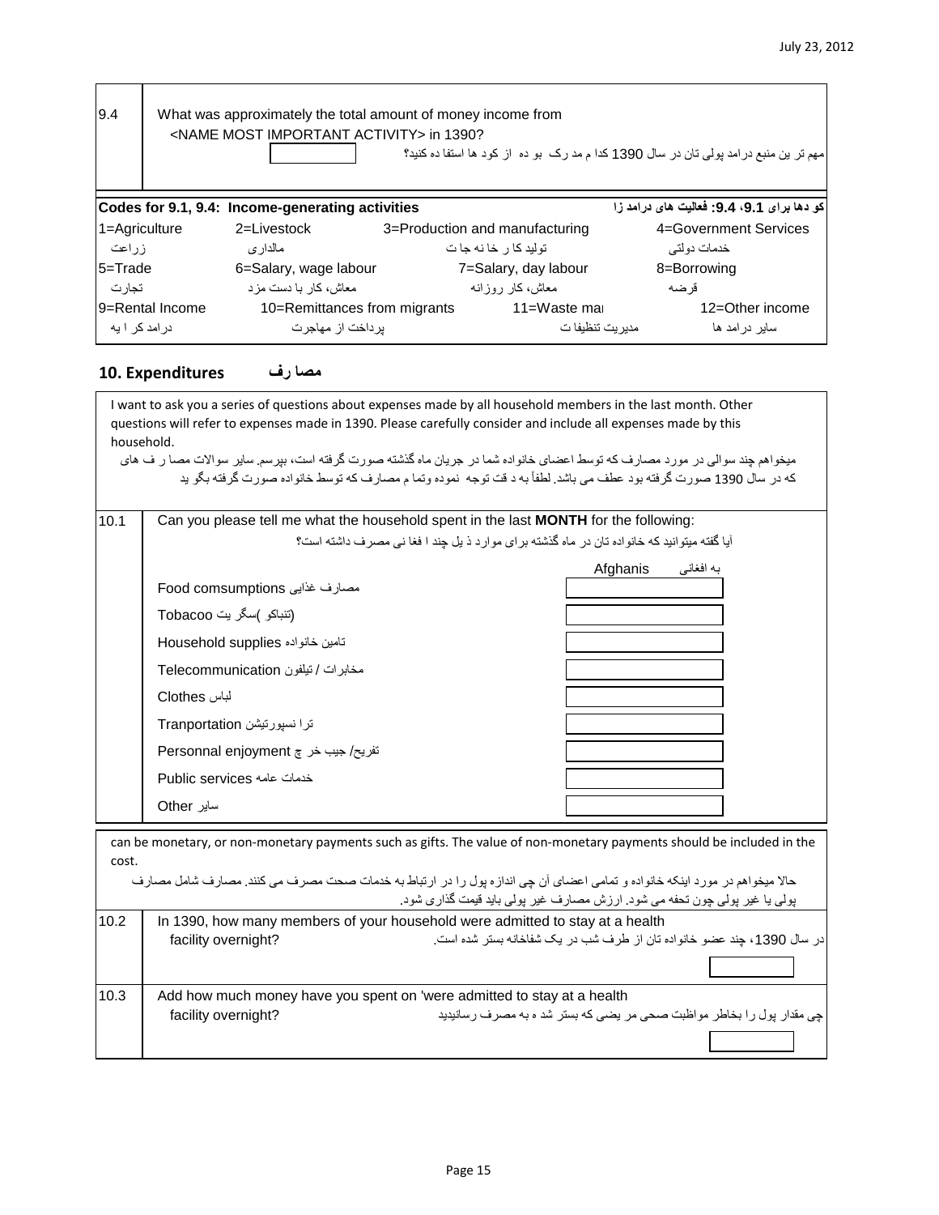| | |
|---|---|
| 9.4 | What was approximately the total amount of money income from <NAME MOST IMPORTANT ACTIVITY> in 1390? |
| | مهم تر ین منبع درامد پولی تان در سال 1390 کدا م مد رک بو ده از کود ها استفا ده کنید؟ |

| **Codes for 9.1, 9.4: Income-generating activities** | | | **کو دها برای 9.1، 9.4: فعالیت های درامد زا** |
|---|---|---|---|
| 1=Agriculture | 2=Livestock | 3=Production and manufacturing | 4=Government Services |
| زراعت | مالداری | تولید کا ر خا نه جا ت | خدمات دولتی |
| 5=Trade | 6=Salary, wage labour | 7=Salary, day labour | 8=Borrowing |
| تجارت | معاش، کار با دست مزد | معاش، کار روزانه | قرضه |
| 9=Rental Income | 10=Remittances from migrants | 11=Waste mai | 12=Other income |
| درامد کر ا یه | پرداخت از مهاجرت | مدیریت تنظیفا ت | سایر درامد ها |

## 10. Expenditures مصا رف

I want to ask you a series of questions about expenses made by all household members in the last month. Other questions will refer to expenses made in 1390. Please carefully consider and include all expenses made by this household.

میخواهم چند سوالی در مورد مصارف که توسط اعضای خانواده شما در جریان ماه گذشته صورت گرفته است، بپرسم. سایر سوالات مصا ر ف های که در سال 1390 صورت گرفته بود عطف می باشد. لطفاً به د قت توجه نموده وتما م مصارف که توسط خانواده صورت گرفته بگو ید

10.1 Can you please tell me what the household spent in the last **MONTH** for the following:

آیا گفته میتوانید که خانواده تان در ماه گذشته برای موارد ذ یل چند ا فغا نی مصرف داشته است؟

| | Afghanis به افغانی |
|---|---|
| Food comsumptions مصارف غذایی | |
| Tobacoo (تنباکو )سگر یت | |
| Household supplies تامین خانواده | |
| Telecommunication مخابرات / تیلفون | |
| Clothes لباس | |
| Tranportation ترا نسپورتیشن | |
| Personnal enjoyment تفریح/ جیب خر چ | |
| Public services خدمات عامه | |
| Other سایر | |

can be monetary, or non-monetary payments such as gifts. The value of non-monetary payments should be included in the cost.

حالا میخواهم در مورد اینکه خانواده و تمامی اعضای آن چی اندازه پول را در ارتباط به خدمات صحت مصرف می کنند. مصارف شامل مصارف پولی یا غیر پولی چون تحفه می شود. ارزش مصارف غیر پولی باید قیمت گذاری شود.

| | |
|---|---|
| 10.2 | In 1390, how many members of your household were admitted to stay at a health facility overnight? |
| | در سال 1390، چند عضو خانواده تان از طرف شب در یک شفاخانه بستر شده است. |
| 10.3 | Add how much money have you spent on 'were admitted to stay at a health facility overnight? |
| | چی مقدار پول را بخاطر مواظبت صحی مر یضی که بستر شد ه به مصرف رسانیدید |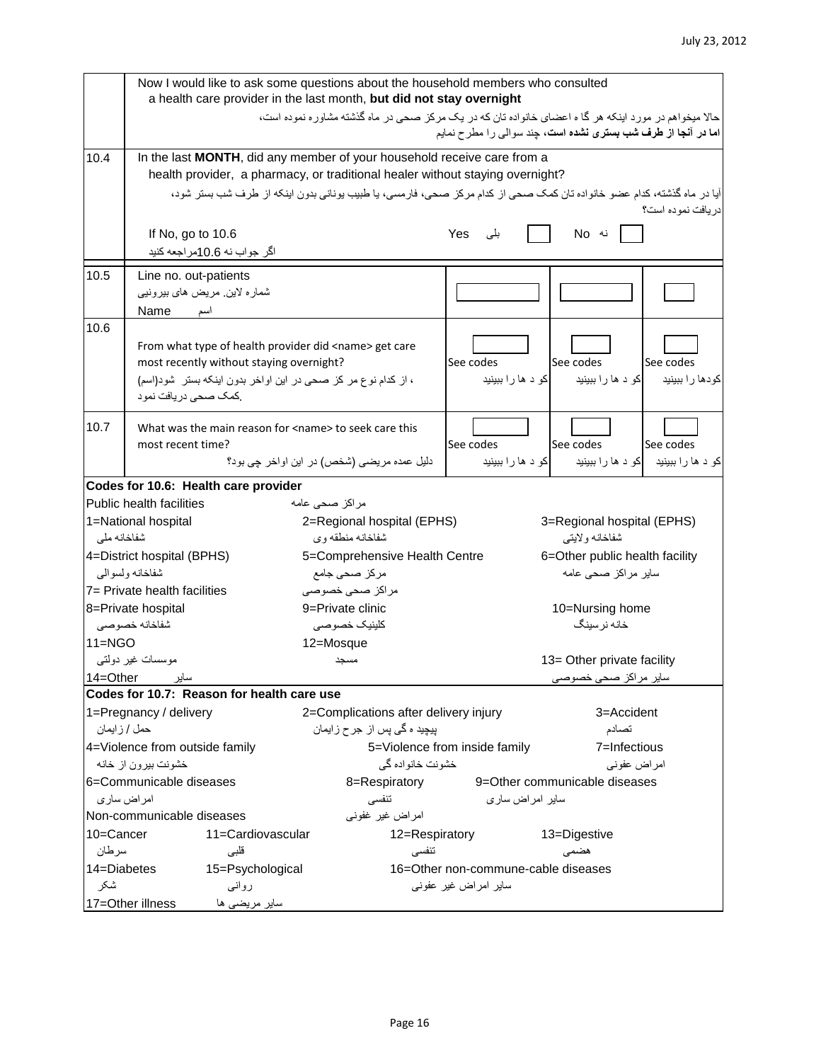| | |
|---|---|
| | Now I would like to ask some questions about the household members who consulted a health care provider in the last month, **but did not stay overnight**<br>حالا میخواهم در مورد اینکه هر گا ه اعضای خانواده تان که در یک مرکز صحی در ماه گذشته مشاوره نموده است، **اما در آنجا از طرف شب بستری نشده است**، چند سوالی را مطرح نمایم |
| 10.4 | In the last **MONTH**, did any member of your household receive care from a health provider, a pharmacy, or traditional healer without staying overnight?<br>آیا در ماه گذشته، کدام عضو خانواده تان کمک صحی از کدام مرکز صحی، فارمسی، یا طبیب یونانی بدون اینکه از طرف شب بستر شود، دریافت نموده است؟<br>If No, go to 10.6 — اگر جواب نه 10.6مراجعه کنید<br>Yes بلی [ ] No نه [ ] |

| | | | | |
|---|---|---|---|---|
| 10.5 | Line no. out-patients<br>شماره لاین. مریض های بیرونیی<br>Name اسم | [ ] | [ ] | [ ] |
| 10.6 | From what type of health provider did <name> get care most recently without staying overnight?<br>، از کدام نوع مر کز صحی در این اواخر بدون اینکه بستر شود(اسم) .کمک صحی دریافت نمود | [ ]<br>See codes<br>کو د ها را ببینید | [ ]<br>See codes<br>کو د ها را ببینید | [ ]<br>See codes<br>کودها را ببینید |
| 10.7 | What was the main reason for <name> to seek care this most recent time?<br>دلیل عمده مریضی (شخص) در این اواخر چی بود؟ | [ ]<br>See codes<br>کو د ها را ببینید | [ ]<br>See codes<br>کو د ها را ببینید | [ ]<br>See codes<br>کو د ها را ببینید |

**Codes for 10.6: Health care provider**

Public health facilities — مراکز صحی عامه

| | | |
|---|---|---|
| 1=National hospital<br>شفاخانه ملی | 2=Regional hospital (EPHS)<br>شفاخانه منطقه وی | 3=Regional hospital (EPHS)<br>شفاخانه ولایتی |
| 4=District hospital (BPHS)<br>شفاخانه ولسوالی | 5=Comprehensive Health Centre<br>مرکز صحی جامع | 6=Other public health facility<br>سایر مراکز صحی عامه |

7= Private health facilities — مراکز صحی خصوصی

| | | |
|---|---|---|
| 8=Private hospital<br>شفاخانه خصوصی | 9=Private clinic<br>کلینیک خصوصی | 10=Nursing home<br>خانه نرسینگ |
| 11=NGO<br>موسسات غیر دولتی | 12=Mosque<br>مسجد | 13= Other private facility<br>سایر مراکز صحی خصوصی |
| 14=Other سایر | | |

**Codes for 10.7: Reason for health care use**

| | | |
|---|---|---|
| 1=Pregnancy / delivery<br>حمل / زایمان | 2=Complications after delivery injury<br>پیچید ه گی پس از جرح زایمان | 3=Accident<br>تصادم |
| 4=Violence from outside family<br>خشونت بیرون از خانه | 5=Violence from inside family<br>خشونت خانواده گی | 7=Infectious<br>امراض عفونی |
| 6=Communicable diseases<br>امراض ساری | 8=Respiratory<br>تنفسی | 9=Other communicable diseases<br>سایر امراض ساری |

Non-communicable diseases — امراض غیر غفونی

| | | | |
|---|---|---|---|
| 10=Cancer<br>سرطان | 11=Cardiovascular<br>قلبی | 12=Respiratory<br>تنفسی | 13=Digestive<br>هضمی |
| 14=Diabetes<br>شکر | 15=Psychological<br>روانی | 16=Other non-commune-cable diseases<br>سایر امراض غیر عفونی | |
| 17=Other illness سایر مریضی ها | | | |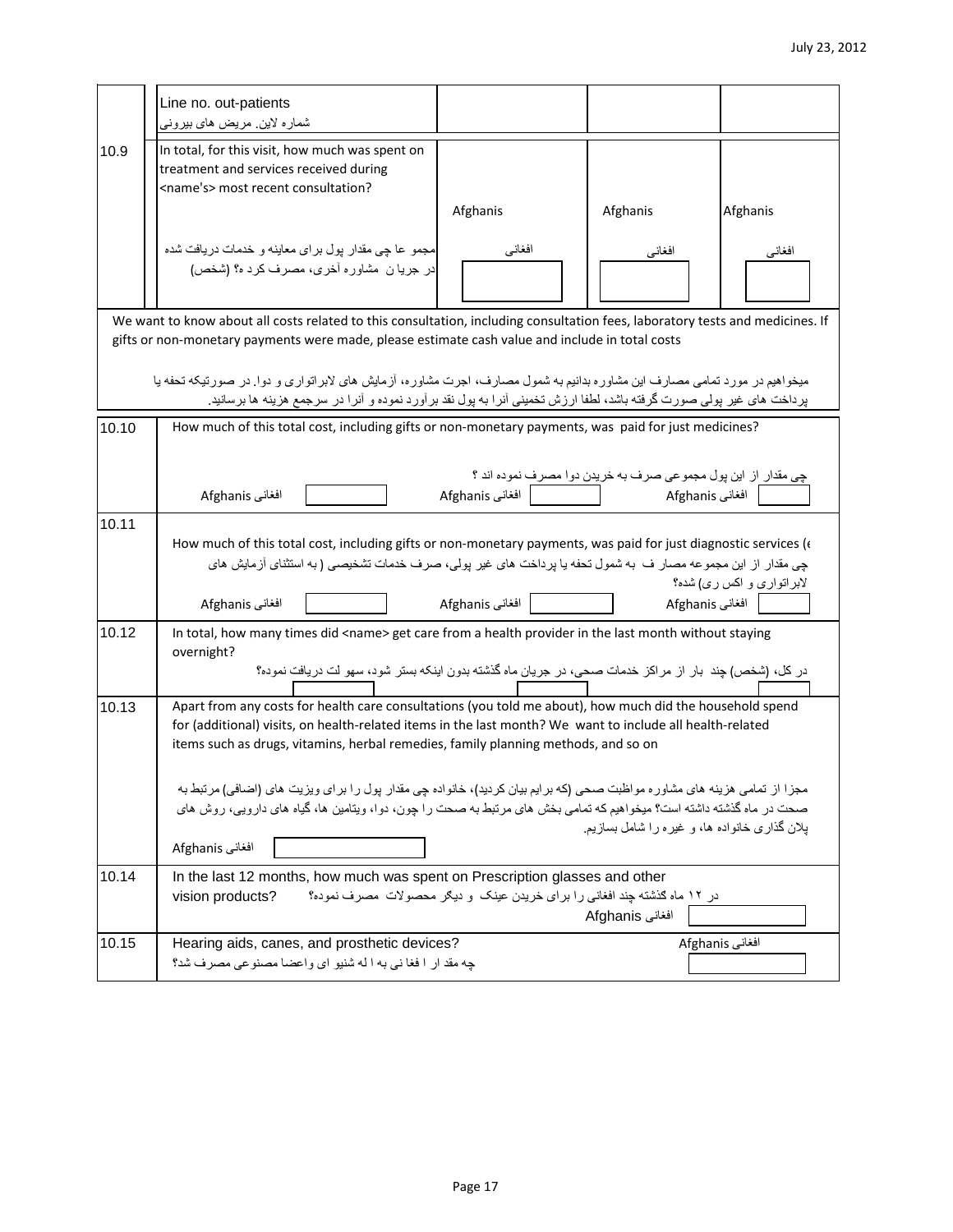| | | | | |
|---|---|---|---|---|
| | Line no. out-patients<br>شماره لاین. مریض های بیرونی | | | |
| 10.9 | In total, for this visit, how much was spent on treatment and services received during <name's> most recent consultation?<br><br>مجمو عا چی مقدار پول برای معاینه و خدمات دریافت شده در جریا ن مشاوره آخری، مصرف کرد ه؟ (شخص) | Afghanis<br>افغانی | Afghanis<br>افغانی | Afghanis<br>افغانی |

We want to know about all costs related to this consultation, including consultation fees, laboratory tests and medicines. If gifts or non-monetary payments were made, please estimate cash value and include in total costs

میخواهیم در مورد تمامی مصارف این مشاوره بدانیم به شمول مصارف، اجرت مشاوره، آزمایش های لابراتواری و دوا. در صورتیکه تحفه یا پرداخت های غیر پولی صورت گرفته باشد، لطفا ارزش تخمینی آنرا به پول نقد برآورد نموده و آنرا در سرجمع هزینه ها برسانید.

| | |
|---|---|
| 10.10 | How much of this total cost, including gifts or non-monetary payments, was paid for just medicines?<br><br>چی مقدار از این پول مجموعی صرف به خریدن دوا مصرف نموده اند ؟<br><br>Afghanis افغانی ___ Afghanis افغانی ___ Afghanis افغانی ___ |
| 10.11 | How much of this total cost, including gifts or non-monetary payments, was paid for just diagnostic services (e<br><br>چی مقدار از این مجموعه مصار ف به شمول تحفه یا پرداخت های غیر پولی، صرف خدمات تشخیصی ( به استثنای آزمایش های لابراتواری و اکس ری) شده؟<br><br>Afghanis افغانی ___ Afghanis افغانی ___ Afghanis افغانی ___ |
| 10.12 | In total, how many times did <name> get care from a health provider in the last month without staying overnight?<br><br>در کل، (شخص) چند بار از مراکز خدمات صحی، در جریان ماه گذشته بدون اینکه بستر شود، سهو لت دریافت نموده؟<br><br>___ ___ ___ |
| 10.13 | Apart from any costs for health care consultations (you told me about), how much did the household spend for (additional) visits, on health-related items in the last month? We want to include all health-related items such as drugs, vitamins, herbal remedies, family planning methods, and so on<br><br>مجزا از تمامی هزینه های مشاوره مواظبت صحی (که برایم بیان کردید)، خانواده چی مقدار پول را برای ویزیت های (اضافی) مرتبط به صحت در ماه گذشته داشته است؟ میخواهیم که تمامی بخش های مرتبط به صحت را چون، دوا، ویتامین ها، گیاه های دارویی، روش های پلان گذاری خانواده ها، و غیره را شامل بسازیم.<br><br>Afghanis افغانی ___ |
| 10.14 | In the last 12 months, how much was spent on Prescription glasses and other vision products?<br><br>در ۱۲ ماه گذشته چند افغانی را برای خریدن عینک و دیگر محصولات مصرف نموده؟<br><br>Afghanis افغانی ___ |
| 10.15 | Hearing aids, canes, and prosthetic devices?<br><br>چه مقد ار ا فغا نی به ا له شنیو ای واعضا مصنوعی مصرف شد؟<br><br>Afghanis افغانی ___ |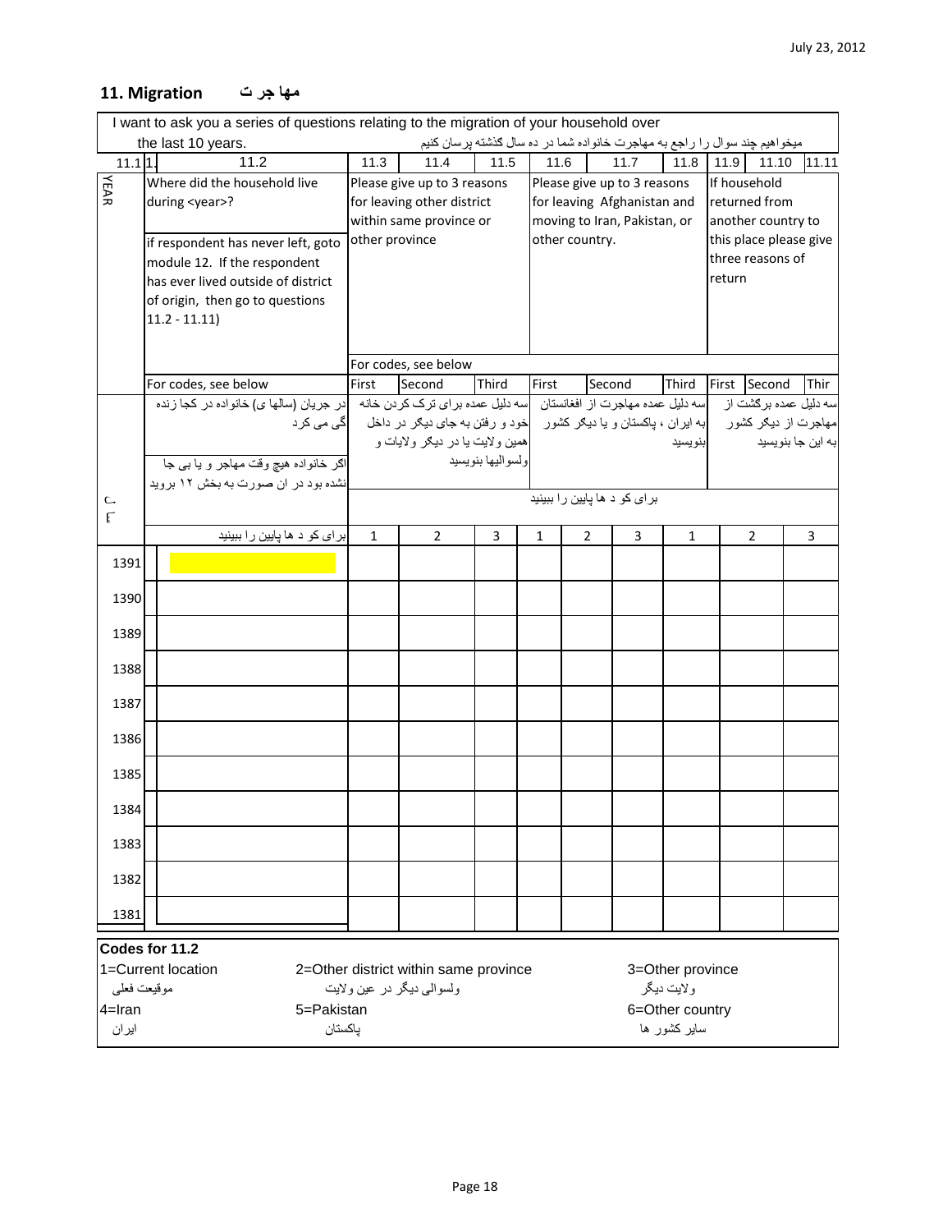## 11. Migration مها جر ت

I want to ask you a series of questions relating to the migration of your household over the last 10 years.

میخواهیم چند سوال را راجع به مهاجرت خانواده شما در ده سال گذشته پرسان کنیم

| 11.1 | 11.2 | 11.3 | 11.4 | 11.5 | 11.6 | 11.7 | 11.8 | 11.9 | 11.10 | 11.11 |
|---|---|---|---|---|---|---|---|---|---|---|
| YEAR | Where did the household live during <year>?<br><br>if respondent has never left, goto module 12. If the respondent has ever lived outside of district of origin, then go to questions 11.2 - 11.11) | Please give up to 3 reasons for leaving other district within same province or other province | | | Please give up to 3 reasons for leaving Afghanistan and moving to Iran, Pakistan, or other country. | | | If household returned from another country to this place please give three reasons of return | | |
| | | For codes, see below | | | | | | | | |
| | For codes, see below | First | Second | Third | First | Second | Third | First | Second | Third |
| سال | در جریان (سالها ی) خانواده در کجا زنده گی می کرد<br><br>اگر خانواده هیچ وقت مهاجر و یا بی جا نشده بود در ان صورت به بخش ۱۲ بروید | سه دلیل عمده برای ترک کردن خانه خود و رفتن به جای دیگر در داخل همین ولایت یا در دیگر ولایات و ولسوالیها بنویسید | | | سه دلیل عمده مهاجرت از افغانستان به ایران ، پاکستان و یا دیگر کشور بنویسید | | | سه دلیل عمده برگشت از مهاجرت از دیگر کشور به این جا بنویسید | | |
| | | برای کو د ها پایین را ببینید | | | | | | | | |
| | برای کو د ها پایین را ببینید | 1 | 2 | 3 | 1 | 2 | 3 | 1 | 2 | 3 |
| 1391 | | | | | | | | | | |
| 1390 | | | | | | | | | | |
| 1389 | | | | | | | | | | |
| 1388 | | | | | | | | | | |
| 1387 | | | | | | | | | | |
| 1386 | | | | | | | | | | |
| 1385 | | | | | | | | | | |
| 1384 | | | | | | | | | | |
| 1383 | | | | | | | | | | |
| 1382 | | | | | | | | | | |
| 1381 | | | | | | | | | | |

**Codes for 11.2**

| | | |
|---|---|---|
| 1=Current location<br>موقیعت فعلی | 2=Other district within same province<br>ولسوالی دیگر در عین ولایت | 3=Other province<br>ولایت دیگر |
| 4=Iran<br>ایران | 5=Pakistan<br>پاکستان | 6=Other country<br>سایر کشور ها |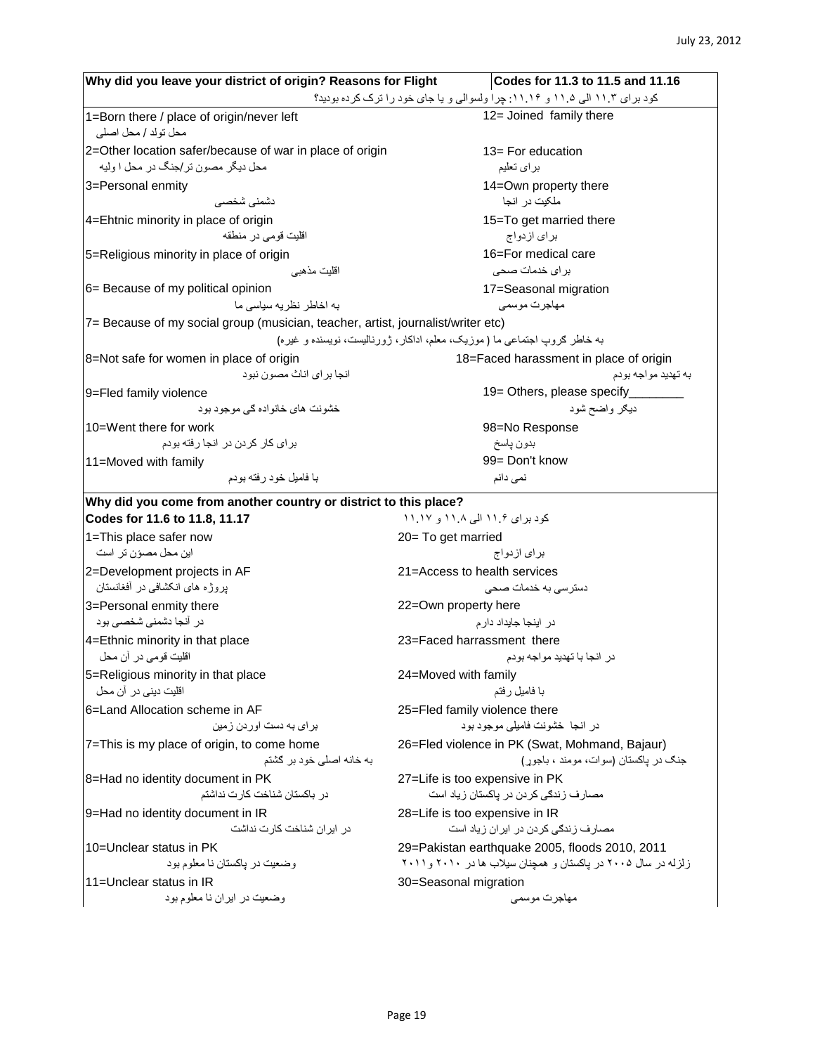| Why did you leave your district of origin? Reasons for Flight | Codes for 11.3 to 11.5 and 11.16 |
|---|---|
| کود برای ۱۱.۳ الی ۱۱.۵ و ۱۱.۱۶: چرا ولسوالی و یا جای خود را ترک کرده بودید؟ | |
| 1=Born there / place of origin/never left<br>محل تولد / محل اصلی | 12= Joined family there |
| 2=Other location safer/because of war in place of origin<br>محل دیگر مصون تر/جنگ در محل ا ولیه | 13= For education<br>برای تعلیم |
| 3=Personal enmity<br>دشمنی شخصی | 14=Own property there<br>ملکیت در انجا |
| 4=Ehtnic minority in place of origin<br>اقلیت قومی در منطقه | 15=To get married there<br>برای ازدواج |
| 5=Religious minority in place of origin<br>اقلیت مذهبی | 16=For medical care<br>برای خدمات صحی |
| 6= Because of my political opinion<br>به اخاطر نظریه سیاسی ما | 17=Seasonal migration<br>مهاجرت موسمی |
| 7= Because of my social group (musician, teacher, artist, journalist/writer etc)<br>به خاطر گروپ اجتماعی ما ( موزیک، معلم، اداکار، ژورنالیست، نویسنده و غیره) | |
| 8=Not safe for women in place of origin<br>انجا برای اناث مصون نبود | 18=Faced harassment in place of origin<br>به تهدید مواجه بودم |
| 9=Fled family violence<br>خشونت های خانواده گی موجود بود | 19= Others, please specify________<br>دیگر واضح شود |
| 10=Went there for work<br>برای کار کردن در انجا رفته بودم | 98=No Response<br>بدون پاسخ |
| 11=Moved with family<br>با فامیل خود رفته بودم | 99= Don't know<br>نمی دانم |

| Why did you come from another country or district to this place?<br>Codes for 11.6 to 11.8, 11.17 | کود برای ۱۱.۶ الی ۱۱.۸ و ۱۱.۱۷ |
|---|---|
| 1=This place safer now<br>این محل مصؤن تر است | 20= To get married<br>برای ازدواج |
| 2=Development projects in AF<br>پروژه های انکشافی در أفغانستان | 21=Access to health services<br>دسترسی به خدمات صحی |
| 3=Personal enmity there<br>در آنجا دشمنی شخصی بود | 22=Own property here<br>در اینجا جایداد دارم |
| 4=Ethnic minority in that place<br>اقلیت قومی در آن محل | 23=Faced harrassment there<br>در انجا با تهدید مواجه بودم |
| 5=Religious minority in that place<br>اقلیت دینی در آن محل | 24=Moved with family<br>با فامیل رفتم |
| 6=Land Allocation scheme in AF<br>برای به دست اوردن زمین | 25=Fled family violence there<br>در انجا خشونت فامیلی موجود بود |
| 7=This is my place of origin, to come home<br>به خانه اصلی خود بر گشتم | 26=Fled violence in PK (Swat, Mohmand, Bajaur)<br>جنگ در پاکستان (سوات، مومند ، باجور) |
| 8=Had no identity document in PK<br>در پاکستان شناخت کارت نداشتم | 27=Life is too expensive in PK<br>مصارف زندگی کردن در پاکستان زیاد است |
| 9=Had no identity document in IR<br>در ایران شناخت کارت نداشت | 28=Life is too expensive in IR<br>مصارف زندگی کردن در ایران زیاد است |
| 10=Unclear status in PK<br>وضعیت در پاکستان نا معلوم بود | 29=Pakistan earthquake 2005, floods 2010, 2011<br>زلزله در سال ۲۰۰۵ در پاکستان و همچنان سیلاب ها در ۲۰۱۰ و ۲۰۱۱ |
| 11=Unclear status in IR<br>وضعیت در ایران نا معلوم بود | 30=Seasonal migration<br>مهاجرت موسمی |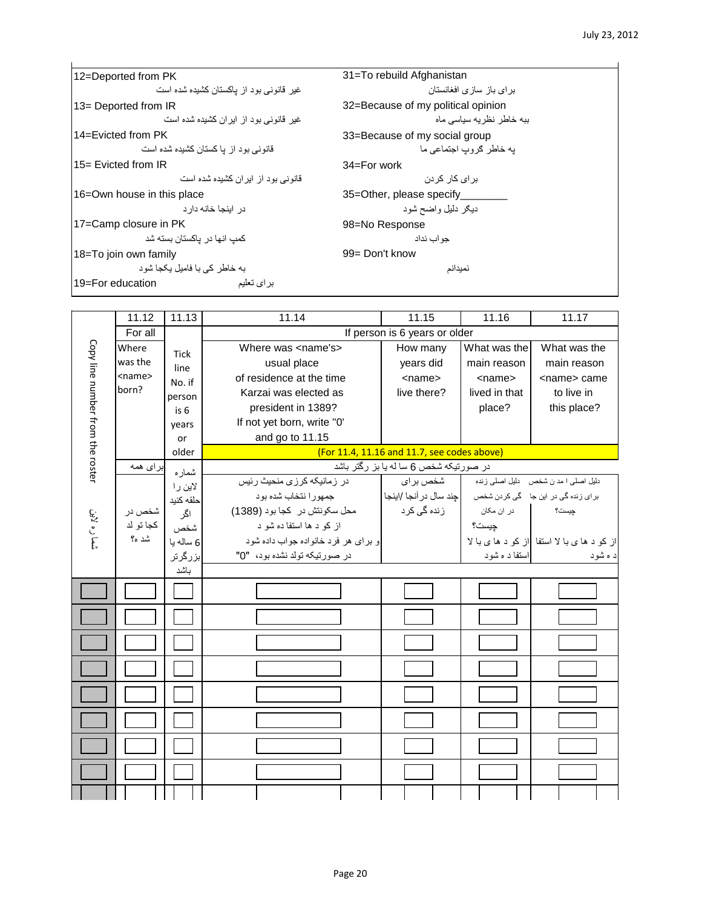| | |
|---|---|
| 12=Deported from PK<br>غیر قانونی بود از پاکستان کشیده شده است | 31=To rebuild Afghanistan<br>برای باز سازی افغانستان |
| 13= Deported from IR<br>غیر قانونی بود از ایران کشیده شده است | 32=Because of my political opinion<br>ببه خاطر نظریه سیاسی ماه |
| 14=Evicted from PK<br>قانونی بود از پا کستان کشیده شده است | 33=Because of my social group<br>په خاطر گروپ اجتماعی ما |
| 15= Evicted from IR<br>قانونی بود از ایران کشیده شده است | 34=For work<br>برای کار کردن |
| 16=Own house in this place<br>در اینجا خانه دارد | 35=Other, please specify________<br>دیگر دلیل واضح شود |
| 17=Camp closure in PK<br>کمپ انها در پاکستان بسته شد | 98=No Response<br>جواب نداد |
| 18=To join own family<br>به خاطر کی با فامیل یکجا شود | 99= Don't know<br>نمیدانم |
| 19=For education برای تعلیم | |

| Copy line number from the roster<br>شماره لاین | 11.12 | 11.13 | 11.14 | 11.15 | 11.16 | 11.17 |
|---|---|---|---|---|---|---|
| | For all | | If person is 6 years or older | | | |
| | Where was the <name> born? | Tick line No. if person is 6 years or older | Where was <name's> usual place of residence at the time Karzai was elected as president in 1389? If not yet born, write "0' and go to 11.15 | How many years did <name> live there? | What was the main reason <name> lived in that place? | What was the main reason <name> came to live in this place? |
| | | | (For 11.4, 11.16 and 11.7, see codes above) | | | |
| | برای همه | شماره لاین را حلقه کنید اگر شخص 6 ساله یا بزرگتر باشد | در صورتیکه شخص 6 سا له یا بز رگتر باشد | | | |
| | شخص در کجا تو لد شد ه؟ | | در زمانیکه کرزی منحیث رئیس جمهورا نتخاب شده بود محل سکونتش در کجا بود (1389) از کو د ها استفا ده شو د و برای هر فرد خانواده جواب داده شود در صورتیکه تولد نشده بود، "0" | شخص برای چند سال درآنجا /اینجا زنده گی کرد | دلیل اصلی زنده گی کردن شخص در ان مکان چیست؟ از کو د ها ی با لا استفا د ه شود | دلیل اصلی ا مد ن شخص برای زنده گی در این جا چیست؟ از کو د ها ی با لا استفا د ه شود |
| | | | | | | |
| | | | | | | |
| | | | | | | |
| | | | | | | |
| | | | | | | |
| | | | | | | |
| | | | | | | |
| | | | | | | |
| | | | | | | |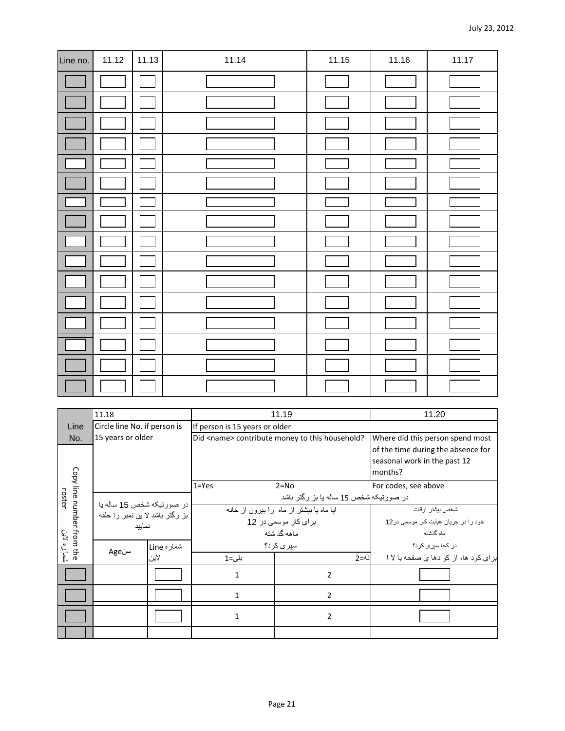| Line no. | 11.12 | 11.13 | 11.14 | 11.15 | 11.16 | 11.17 |
|---|---|---|---|---|---|---|
| | | | | | | |
| | | | | | | |
| | | | | | | |
| | | | | | | |
| | | | | | | |
| | | | | | | |
| | | | | | | |
| | | | | | | |
| | | | | | | |
| | | | | | | |
| | | | | | | |
| | | | | | | |
| | | | | | | |
| | | | | | | |
| | | | | | | |
| | | | | | | |

| Line No. | 11.18 | | 11.19 | | 11.20 |
|---|---|---|---|---|---|
| Copy line number from the roster شماره لاین | Circle line No. if person is 15 years or older | | If person is 15 years or older | | |
| | | | Did <name> contribute money to this household? | | Where did this person spend most of the time during the absence for seasonal work in the past 12 months? |
| | | | 1=Yes | 2=No | For codes, see above |
| | در صورتیکه شخص 15 ساله یا بز رگتر باشد لا ین نمبر را حلقه نمایید | | در صورتیکه شخص 15 ساله یا بز رگتر باشد | | |
| | | | ایا ماه یا بیشتر از ماه را بیرون از خانه برای کار موسمی در 12 ماهه گذ شته سپری کرد؟ | | شخص بیشتر اوقات خود را در جریان غیابت کار موسمی در12 ماه گذشته در کجا سپری کرد؟ |
| | Ageسن | Line شماره لاین | بلی=1 | نه=2 | برای کود ها، از کو دها ی صفحه با لا ا |
| | | | 1 | 2 | |
| | | | 1 | 2 | |
| | | | 1 | 2 | |
| | | | | | |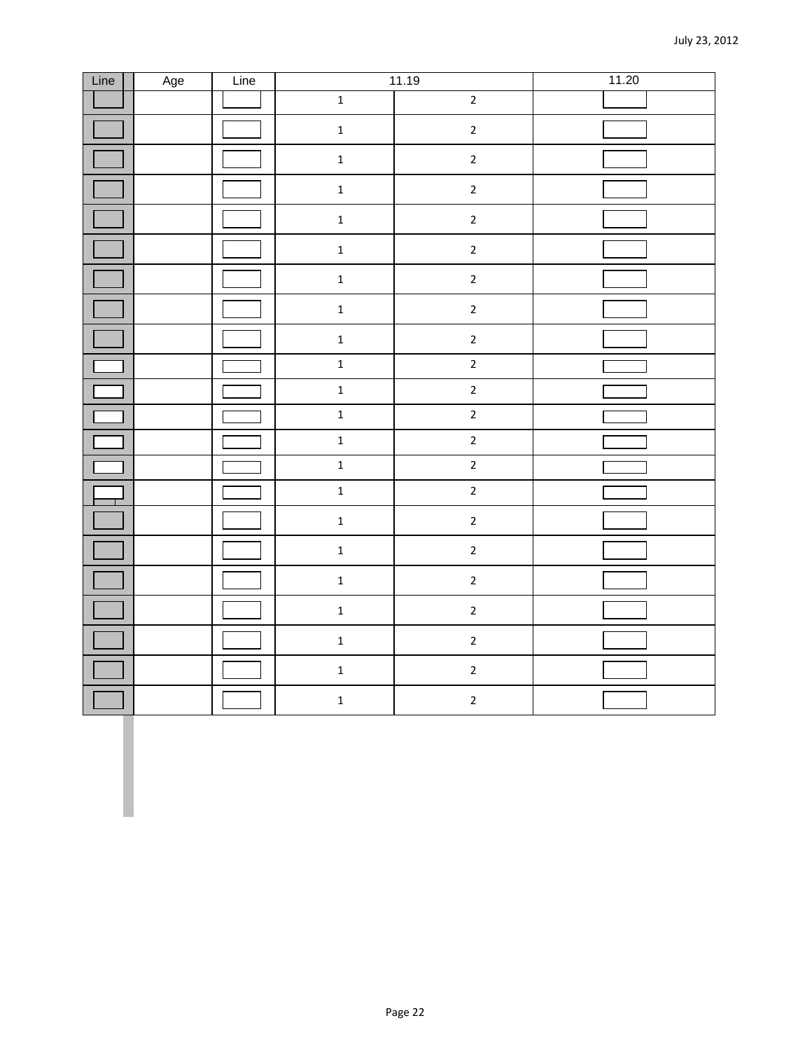| Line | Age | Line | 11.19 | | 11.20 |
|---|---|---|---|---|---|
| | | | 1 | 2 | |
| | | | 1 | 2 | |
| | | | 1 | 2 | |
| | | | 1 | 2 | |
| | | | 1 | 2 | |
| | | | 1 | 2 | |
| | | | 1 | 2 | |
| | | | 1 | 2 | |
| | | | 1 | 2 | |
| | | | 1 | 2 | |
| | | | 1 | 2 | |
| | | | 1 | 2 | |
| | | | 1 | 2 | |
| | | | 1 | 2 | |
| | | | 1 | 2 | |
| | | | 1 | 2 | |
| | | | 1 | 2 | |
| | | | 1 | 2 | |
| | | | 1 | 2 | |
| | | | 1 | 2 | |
| | | | 1 | 2 | |
| | | | 1 | 2 | |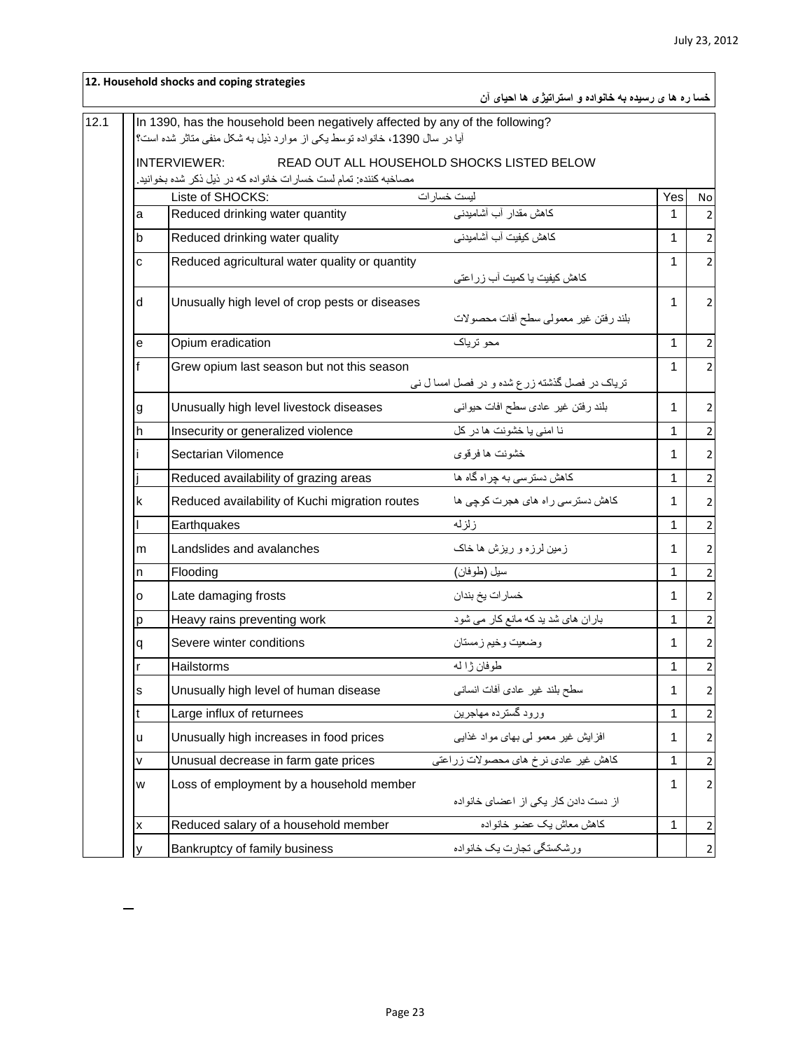## 12. Household shocks and coping strategies

**خسا ره ها ی رسیده به خانواده و استراتیژی ها احیای آن**

**12.1** In 1390, has the household been negatively affected by any of the following?

آیا در سال 1390، خانواده توسط یکی از موارد ذیل به شکل منفی متاثر شده است؟

INTERVIEWER: READ OUT ALL HOUSEHOLD SHOCKS LISTED BELOW

مصاحبه کننده: تمام لست خسارات خانواده که در ذیل ذکر شده بخوانید.

| | Liste of SHOCKS: | لیست خسارات | Yes | No |
|---|---|---|---|---|
| a | Reduced drinking water quantity | کاهش مقدار آب آشامیدنی | 1 | 2 |
| b | Reduced drinking water quality | کاهش کیفیت آب آشامیدنی | 1 | 2 |
| c | Reduced agricultural water quality or quantity | کاهش کیفیت یا کمیت آب زراعتی | 1 | 2 |
| d | Unusually high level of crop pests or diseases | بلند رفتن غیر معمولی سطح آفات محصولات | 1 | 2 |
| e | Opium eradication | محو تریاک | 1 | 2 |
| f | Grew opium last season but not this season | تریاک در فصل گذشته زرع شده و در فصل امسا ل نی | 1 | 2 |
| g | Unusually high level livestock diseases | بلند رفتن غیر عادی سطح افات حیوانی | 1 | 2 |
| h | Insecurity or generalized violence | نا امنی یا خشونت ها در کل | 1 | 2 |
| i | Sectarian Vilomence | خشونت ها فرقوی | 1 | 2 |
| j | Reduced availability of grazing areas | کاهش دسترسی به چراه گاه ها | 1 | 2 |
| k | Reduced availability of Kuchi migration routes | کاهش دسترسی راه های هجرت کوچی ها | 1 | 2 |
| l | Earthquakes | زلزله | 1 | 2 |
| m | Landslides and avalanches | زمین لرزه و ریزش ها خاک | 1 | 2 |
| n | Flooding | سیل (طوفان) | 1 | 2 |
| o | Late damaging frosts | خسارات یخ بندان | 1 | 2 |
| p | Heavy rains preventing work | باران های شد ید که مانع کار می شود | 1 | 2 |
| q | Severe winter conditions | وضعیت وخیم زمستان | 1 | 2 |
| r | Hailstorms | طوفان ژا له | 1 | 2 |
| s | Unusually high level of human disease | سطح بلند غیر عادی آفات انسانی | 1 | 2 |
| t | Large influx of returnees | ورود گسترده مهاجرین | 1 | 2 |
| u | Unusually high increases in food prices | افزایش غیر معمو لی بهای مواد غذایی | 1 | 2 |
| v | Unusual decrease in farm gate prices | کاهش غیر عادی نرخ های محصولات زراعتی | 1 | 2 |
| w | Loss of employment by a household member | از دست دادن کار یکی از اعضای خانواده | 1 | 2 |
| x | Reduced salary of a household member | کاهش معاش یک عضو خانواده | 1 | 2 |
| y | Bankruptcy of family business | ورشکستگی تجارت یک خانواده | | 2 |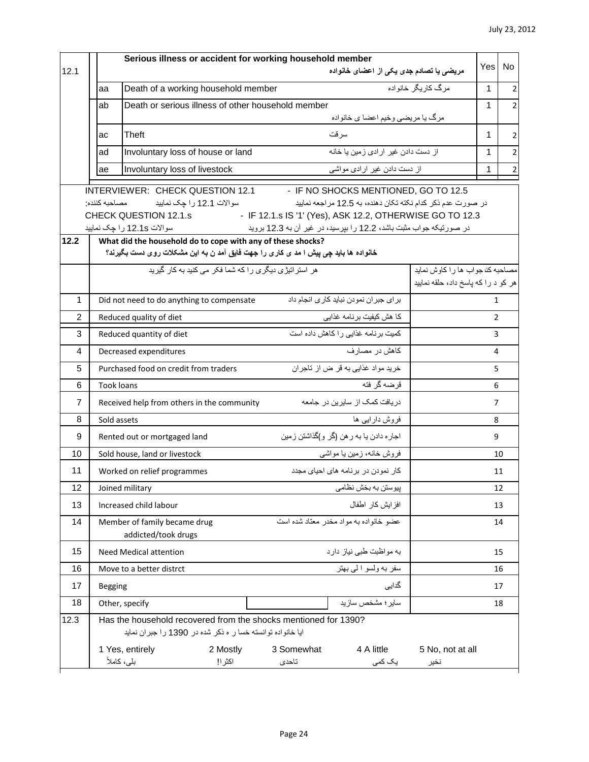| 12.1 | | Serious illness or accident for working household member مریضی یا تصادم جدی یکی از اعضای خانواده | Yes | No |
|---|---|---|---|---|
| | aa | Death of a working household member مرگ کاریگر خانواده | 1 | 2 |
| | ab | Death or serious illness of other household member مرگ یا مریضی وخیم اعضا ی خانواده | 1 | 2 |
| | ac | Theft سرقت | 1 | 2 |
| | ad | Involuntary loss of house or land از دست دادن غیر ارادی زمین یا خانه | 1 | 2 |
| | ae | Involuntary loss of livestock از دست دادن غیر ارادی مواشی | 1 | 2 |

INTERVIEWER: CHECK QUESTION 12.1 - IF NO SHOCKS MENTIONED, GO TO 12.5

مصاحبه کننده: سوالات 12.1 را چک نمایید در صورت عدم ذکر کدام نکته تکان دهنده، به 12.5 مراجعه نمایید

CHECK QUESTION 12.1.s - IF 12.1.s IS '1' (Yes), ASK 12.2, OTHERWISE GO TO 12.3

سوالات 12.1s را چک نمایید در صورتیکه جواب مثبت باشد، 12.2 را بپرسید، در غیر آن به 12.3 بروید

**12.2 What did the household do to cope with any of these shocks?**

**خانواده ها باید چی پیش ا مد ی کاری را جهت فایق آمد ن به این مشکلات روی دست بگیرند؟**

| | هر استراتیژی دیگری را که شما فکر می کنید به کار گیرید | مصاحبه کننده جواب ها را کاوش نماید هر کو د را که پاسخ داد، حلقه نمایید |
|---|---|---|
| 1 | Did not need to do anything to compensate برای جبران نمودن نباید کاری انجام داد | 1 |
| 2 | Reduced quality of diet کا هش کیفیت برنامه غذایی | 2 |
| 3 | Reduced quantity of diet کمیت برنامه غذایی را کاهش داده است | 3 |
| 4 | Decreased expenditures کاهش در مصارف | 4 |
| 5 | Purchased food on credit from traders خرید مواد غذایی به قر ض از تاجران | 5 |
| 6 | Took loans قرضه گر فته | 6 |
| 7 | Received help from others in the community دریافت کمک از سایرین در جامعه | 7 |
| 8 | Sold assets فروش دارایی ها | 8 |
| 9 | Rented out or mortgaged land اجاره دادن یا به رهن (گر و)گذاشتن زمین | 9 |
| 10 | Sold house, land or livestock فروش خانه، زمین یا مواشی | 10 |
| 11 | Worked on relief programmes کار نمودن در برنامه های احیای مجدد | 11 |
| 12 | Joined military پیوستن به بخش نظامی | 12 |
| 13 | Increased child labour افزایش کار اطفال | 13 |
| 14 | Member of family became drug addicted/took drugs عضو خانواده به مواد مخدر معتاد شده است | 14 |
| 15 | Need Medical attention به مواظبت طبی نیاز دارد | 15 |
| 16 | Move to a better distrct سفر به ولسو ا لی بهتر | 16 |
| 17 | Begging گدایی | 17 |
| 18 | Other, specify سایر؛ مشخص سازید | 18 |

12.3 Has the household recovered from the shocks mentioned for 1390?

ایا خانواده توانسته خسا ر ه ذکر شده در 1390 را جبران نماید

| 1 Yes, entirely بلی، کاملاً | 2 Mostly اکثرا! | 3 Somewhat تاحدی | 4 A little یک کمی | 5 No, not at all نخیر |
|---|---|---|---|---|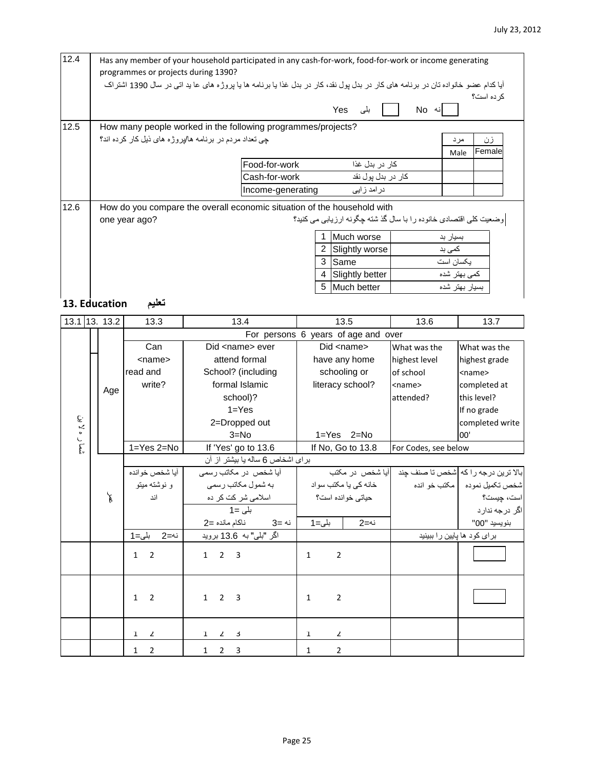| 12.4 | Has any member of your household participated in any cash-for-work, food-for-work or income generating programmes or projects during 1390? |
|---|---|
| | آیا کدام عضو خانواده تان در برنامه های کار در بدل پول نقد، کار در بدل غذا یا برنامه ها یا پروژه های عا ید اتی در سال 1390 اشتراک کرده است؟ |
| | Yes بلی [ ]  No نه [ ] |

**12.5** How many people worked in the following programmes/projects?

چی تعداد مردم در برنامه ها/پروژه های ذیل کار کرده اند؟

| | | مرد Male | زن Female |
|---|---|---|---|
| Food-for-work | کار در بدل غذا | | |
| Cash-for-work | کار در بدل پول نقد | | |
| Income-generating | درامد زایی | | |

**12.6** How do you compare the overall economic situation of the household with one year ago?

وضعیت کلی اقتصادی خانوده را با سال گذ شته چگونه ارزیابی می کنید؟

| | | |
|---|---|---|
| 1 | Much worse | بسیار بد |
| 2 | Slightly worse | کمی بد |
| 3 | Same | یکسان است |
| 4 | Slightly better | کمی بهتر شده |
| 5 | Much better | بسیار بهتر شده |

## 13. Education تعلیم

| 13.1 | 13. | 13.2 | 13.3 | 13.4 | 13.5 | 13.6 | 13.7 |
|---|---|---|---|---|---|---|---|
| | | | For persons 6 years of age and over | | | | |
| شماره لاین | | Age | Can <name> read and write? | Did <name> ever attend formal School? (including formal Islamic school)? 1=Yes 2=Dropped out 3=No | Did <name> have any home schooling or literacy school? 1=Yes 2=No | What was the highest level of school <name> attended? | What was the highest grade <name> completed at this level? If no grade completed write 00' |
| | | | 1=Yes 2=No | If 'Yes' go to 13.6 | If No, Go to 13.8 | For Codes, see below | |
| | | | برای اشخاص 6 ساله یا بیشتر از آن | | | | |
| | | عمر | آیا شخص خوانده و نوشته میتو اند | آیا شخص در مکاتب رسمی به شمول مکاتب رسمی اسلامی شر کت کر ده بلی =1 ناکام مانده =2 نه =3 | آیا شخص در مکتب خانه کی یا مکتب سواد حیاتی خوانده است؟ بلی=1 نه=2 | شخص تا صنف چند مکتب خو انده | بالا ترین درجه را که شخص تکمیل نموده است، چیست؟ اگر درجه ندارد بنویسید "00" |
| | | | بلی=1 نه=2 | اگر "بلی" به 13.6 بروید | | برای کود ها پایین را ببینید | |
| | | | 1 2 | 1 2 3 | 1 2 | | [ ] |
| | | | 1 2 | 1 2 3 | 1 2 | | [ ] |
| | | | 1 2 | 1 2 3 | 1 2 | | |
| | | | 1 2 | 1 2 3 | 1 2 | | |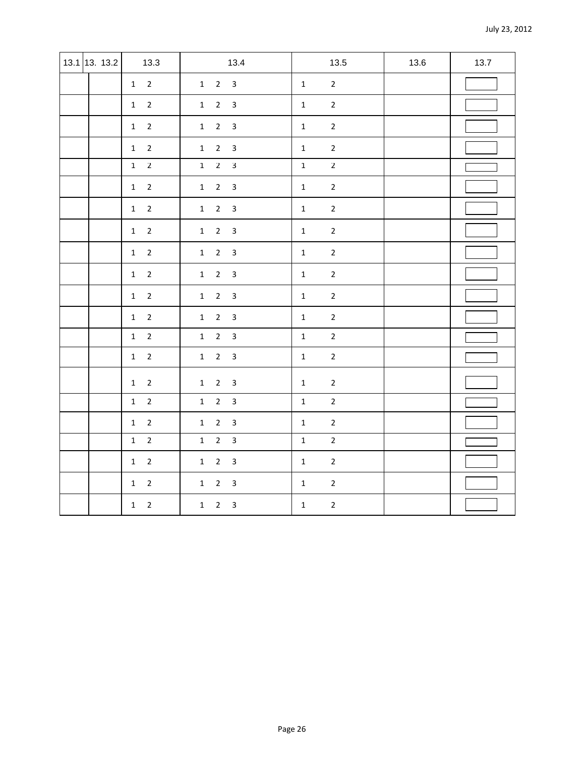| 13.1 | 13. 13.2 | 13.3 | 13.4 | 13.5 | 13.6 | 13.7 |
|---|---|---|---|---|---|---|
| | | 1 2 | 1 2 3 | 1 2 | | |
| | | 1 2 | 1 2 3 | 1 2 | | |
| | | 1 2 | 1 2 3 | 1 2 | | |
| | | 1 2 | 1 2 3 | 1 2 | | |
| | | 1 2 | 1 2 3 | 1 2 | | |
| | | 1 2 | 1 2 3 | 1 2 | | |
| | | 1 2 | 1 2 3 | 1 2 | | |
| | | 1 2 | 1 2 3 | 1 2 | | |
| | | 1 2 | 1 2 3 | 1 2 | | |
| | | 1 2 | 1 2 3 | 1 2 | | |
| | | 1 2 | 1 2 3 | 1 2 | | |
| | | 1 2 | 1 2 3 | 1 2 | | |
| | | 1 2 | 1 2 3 | 1 2 | | |
| | | 1 2 | 1 2 3 | 1 2 | | |
| | | 1 2 | 1 2 3 | 1 2 | | |
| | | 1 2 | 1 2 3 | 1 2 | | |
| | | 1 2 | 1 2 3 | 1 2 | | |
| | | 1 2 | 1 2 3 | 1 2 | | |
| | | 1 2 | 1 2 3 | 1 2 | | |
| | | 1 2 | 1 2 3 | 1 2 | | |
| | | 1 2 | 1 2 3 | 1 2 | | |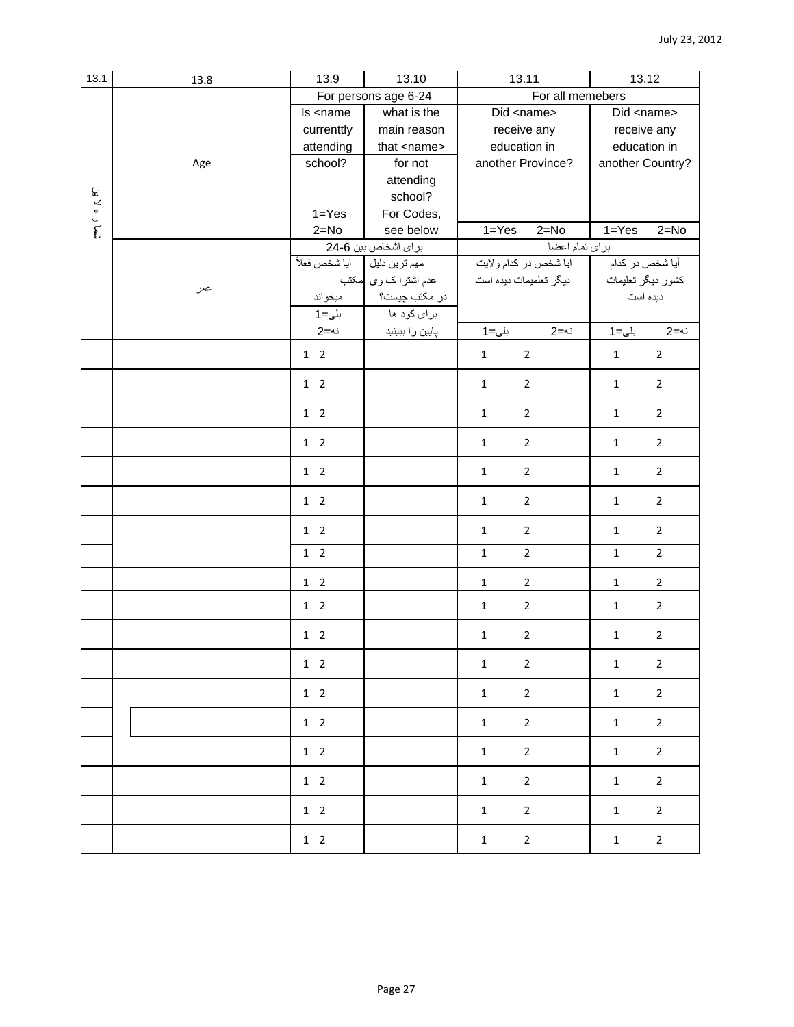| 13.1 | 13.8 | 13.9 | 13.10 | 13.11 | 13.12 |
|---|---|---|---|---|---|
| شماره لاین | Age | For persons age 6-24 | | For all memebers | |
| | | Is <name currenttly attending school? 1=Yes 2=No | what is the main reason that <name> for not attending school? For Codes, see below | Did <name> receive any education in another Province? 1=Yes 2=No | Did <name> receive any education in another Country? 1=Yes 2=No |
| | عمر | برای اشخاص بین 6-24 | | برای تمام اعضا | |
| | | ایا شخص فعلاً مکتب میخواند بلی=1 نه=2 | مهم ترین دلیل عدم اشترا ک وی در مکتب چیست؟ برای کود ها پایین را ببینید | ایا شخص در کدام ولایت دیگر تعلمیات دیده است بلی=1 نه=2 | آیا شخص در کدام کشور دیگر تعلیمات دیده است بلی=1 نه=2 |
| | | 1 2 | | 1 2 | 1 2 |
| | | 1 2 | | 1 2 | 1 2 |
| | | 1 2 | | 1 2 | 1 2 |
| | | 1 2 | | 1 2 | 1 2 |
| | | 1 2 | | 1 2 | 1 2 |
| | | 1 2 | | 1 2 | 1 2 |
| | | 1 2 | | 1 2 | 1 2 |
| | | 1 2 | | 1 2 | 1 2 |
| | | 1 2 | | 1 2 | 1 2 |
| | | 1 2 | | 1 2 | 1 2 |
| | | 1 2 | | 1 2 | 1 2 |
| | | 1 2 | | 1 2 | 1 2 |
| | | 1 2 | | 1 2 | 1 2 |
| | | 1 2 | | 1 2 | 1 2 |
| | | 1 2 | | 1 2 | 1 2 |
| | | 1 2 | | 1 2 | 1 2 |
| | | 1 2 | | 1 2 | 1 2 |
| | | 1 2 | | 1 2 | 1 2 |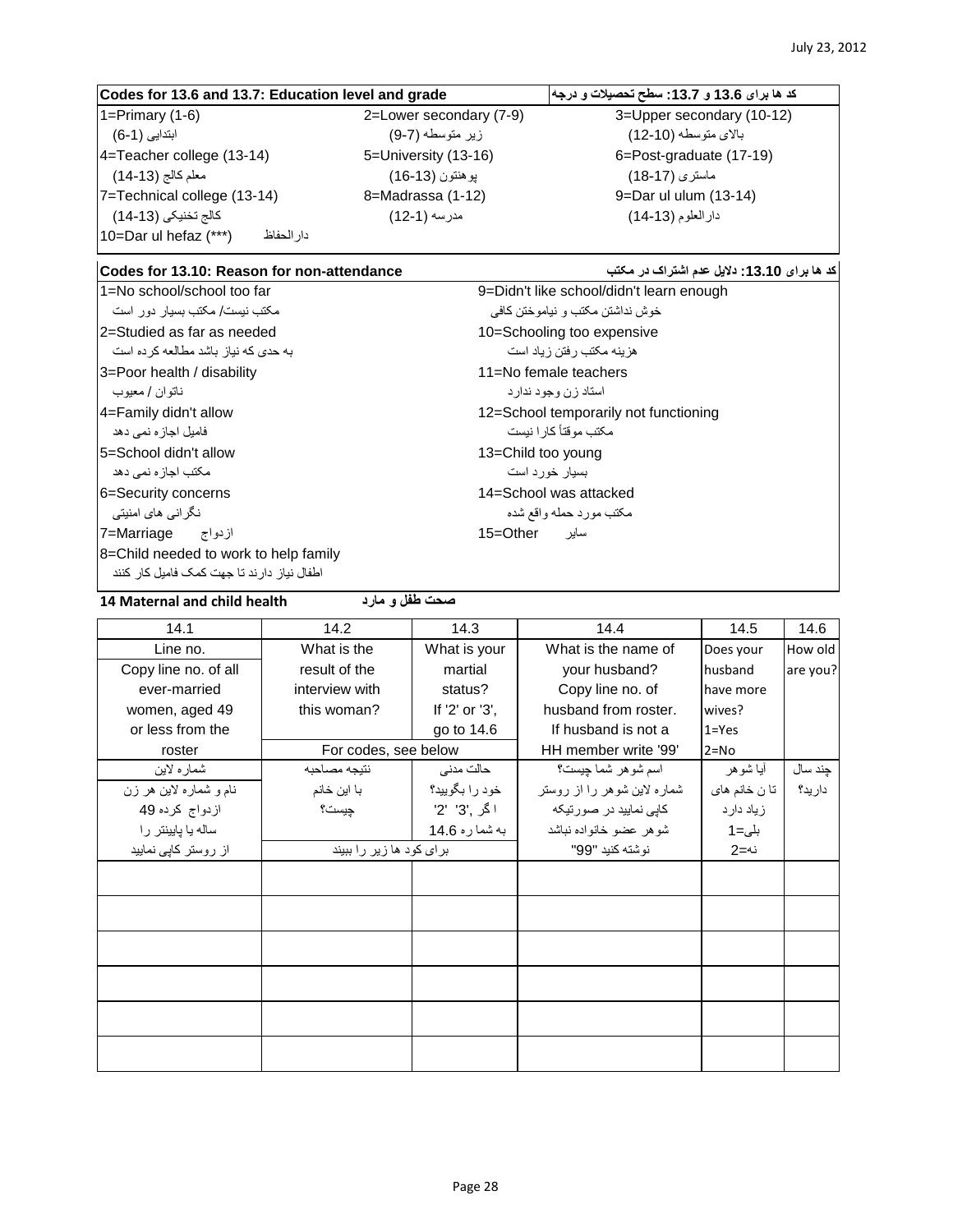| Codes for 13.6 and 13.7: Education level and grade | | کد ها برای 13.6 و 13.7: سطح تحصیلات و درجه |
|---|---|---|
| 1=Primary (1-6) | 2=Lower secondary (7-9) | 3=Upper secondary (10-12) |
| ابتدایی (1-6) | زیر متوسطه (7-9) | بالای متوسطه (10-12) |
| 4=Teacher college (13-14) | 5=University (13-16) | 6=Post-graduate (17-19) |
| معلم کالج (13-14) | پوهنتون (13-16) | ماستری (17-18) |
| 7=Technical college (13-14) | 8=Madrassa (1-12) | 9=Dar ul ulum (13-14) |
| کالج تخنیکی (13-14) | مدرسه (1-12) | دارالعلوم (13-14) |
| 10=Dar ul hefaz (***) دارالحفاظ | | |

| Codes for 13.10: Reason for non-attendance | کد ها برای 13.10: دلایل عدم اشتراک در مکتب |
|---|---|
| 1=No school/school too far | 9=Didn't like school/didn't learn enough |
| مکتب نیست/ مکتب بسیار دور است | خوش نداشتن مکتب و نیاموختن کافی |
| 2=Studied as far as needed | 10=Schooling too expensive |
| به حدی که نیاز باشد مطالعه کرده است | هزینه مکتب رفتن زیاد است |
| 3=Poor health / disability | 11=No female teachers |
| ناتوان / معیوب | استاد زن وجود ندارد |
| 4=Family didn't allow | 12=School temporarily not functioning |
| فامیل اجازه نمی دهد | مکتب موقتاً کارا نیست |
| 5=School didn't allow | 13=Child too young |
| مکتب اجازه نمی دهد | بسیار خورد است |
| 6=Security concerns | 14=School was attacked |
| نگرانی های امنیتی | مکتب مورد حمله واقع شده |
| 7=Marriage ازدواج | 15=Other سایر |
| 8=Child needed to work to help family | |
| اطفال نیاز دارند تا جهت کمک فامیل کار کنند | |

## 14 Maternal and child health صحت طفل و مادر

| 14.1 | 14.2 | 14.3 | 14.4 | 14.5 | 14.6 |
|---|---|---|---|---|---|
| Line no. Copy line no. of all ever-married women, aged 49 or less from the roster | What is the result of the interview with this woman? | What is your martial status? If '2' or '3', go to 14.6 | What is the name of your husband? Copy line no. of husband from roster. If husband is not a HH member write '99' | Does your husband have more wives? 1=Yes 2=No | How old are you? |
| | For codes, see below | | | | |
| شماره لاین نام و شماره لاین هر زن ازدواج کرده 49 ساله یا پایینتر را از روستر کاپی نمایید | نتیجه مصاحبه با این خانم چیست؟ | حالت مدنی خود را بگویید؟ اگر '3', '2' به شماره 14.6 | اسم شوهر شما چیست؟ شماره لاین شوهر را از روستر کاپی نمایید در صورتیکه شوهر عضو خانواده نباشد نوشته کنید "99" | آیا شوهر تان خانم های زیاد دارد بلی=1 نه=2 | چند سال دارید؟ |
| | برای کود ها زیر را ببیند | | | | |
| | | | | | |
| | | | | | |
| | | | | | |
| | | | | | |
| | | | | | |
| | | | | | |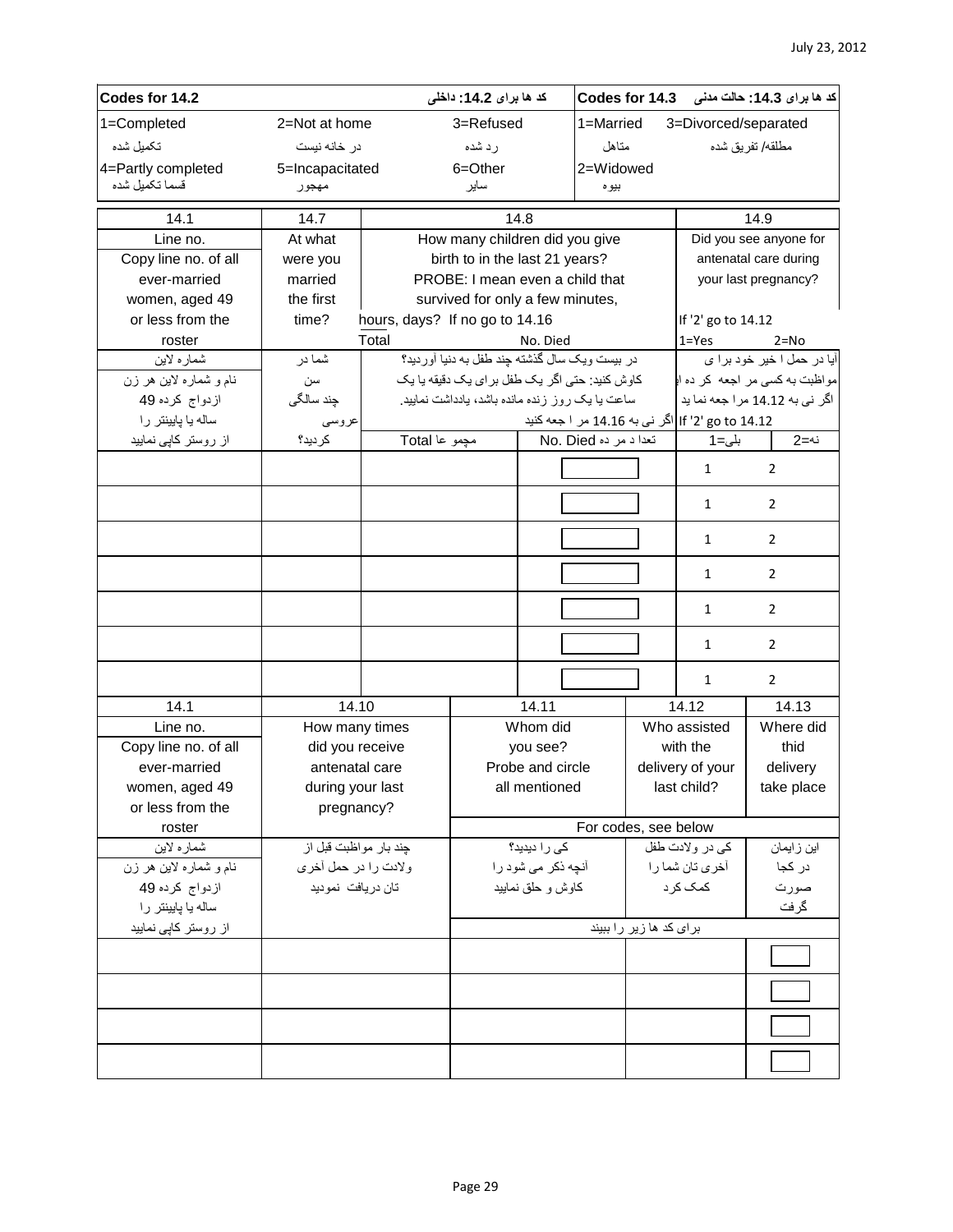| Codes for 14.2 | | کد ها برای 14.2: داخلی | Codes for 14.3 | کد ها برای 14.3: حالت مدنی |
|---|---|---|---|---|
| 1=Completed تکمیل شده | 2=Not at home در خانه نیست | 3=Refused رد شده | 1=Married متاهل | 3=Divorced/separated مطلقه/ تفریق شده |
| 4=Partly completed قسما تکمیل شده | 5=Incapacitated مهجور | 6=Other سایر | 2=Widowed بیوه | |

| 14.1 | 14.7 | 14.8 | | 14.9 | |
|---|---|---|---|---|---|
| Line no. Copy line no. of all ever-married women, aged 49 or less from the roster | At what were you married the first time? | How many children did you give birth to in the last 21 years? PROBE: I mean even a child that survived for only a few minutes, hours, days? If no go to 14.16 | | Did you see anyone for antenatal care during your last pregnancy? If '2' go to 14.12 | |
| | | Total | No. Died | 1=Yes | 2=No |
| شماره لاین نام و شماره لاین هر زن ازدواج کرده 49 ساله یا پایینتر را از روستر کاپی نمایید | شما در سن چند سالگی عروسی کردید؟ | در بیست ویک سال گذشته چند طفل به دنیا آوردید؟ کاوش کنید: حتی اگر یک طفل برای یک دقیقه یا یک ساعت یا یک روز زنده مانده باشد، یادداشت نمایید. اگر نی به 14.16 مراجعه کنید | | آیا در حمل اخیر خود برای مواظبت به کسی مراجعه کرده اید اگر نی به 14.12 مراجعه نماید If '2' go to 14.12 | |
| | | مجموعا Total | تعداد مرده No. Died | بلی=1 | نه=2 |
| | | | | 1 | 2 |
| | | | | 1 | 2 |
| | | | | 1 | 2 |
| | | | | 1 | 2 |
| | | | | 1 | 2 |
| | | | | 1 | 2 |
| | | | | 1 | 2 |

| 14.1 | 14.10 | 14.11 | 14.12 | 14.13 |
|---|---|---|---|---|
| Line no. Copy line no. of all ever-married women, aged 49 or less from the roster | How many times did you receive antenatal care during your last pregnancy? | Whom did you see? Probe and circle all mentioned | Who assisted with the delivery of your last child? | Where did thid delivery take place |
| | | For codes, see below | | |
| شماره لاین نام و شماره لاین هر زن ازدواج کرده 49 ساله یا پایینتر را از روستر کاپی نمایید | چند بار مواظبت قبل از ولادت را در حمل آخری تان دریافت نمودید | کی را دیدید؟ آنچه ذکر می شود را کاوش و حلق نمایید | کی در ولادت طفل آخری تان شما را کمک کرد | این زایمان در کجا صورت گرفت |
| | | برای کد ها زیر را ببینید | | |
| | | | | |
| | | | | |
| | | | | |
| | | | | |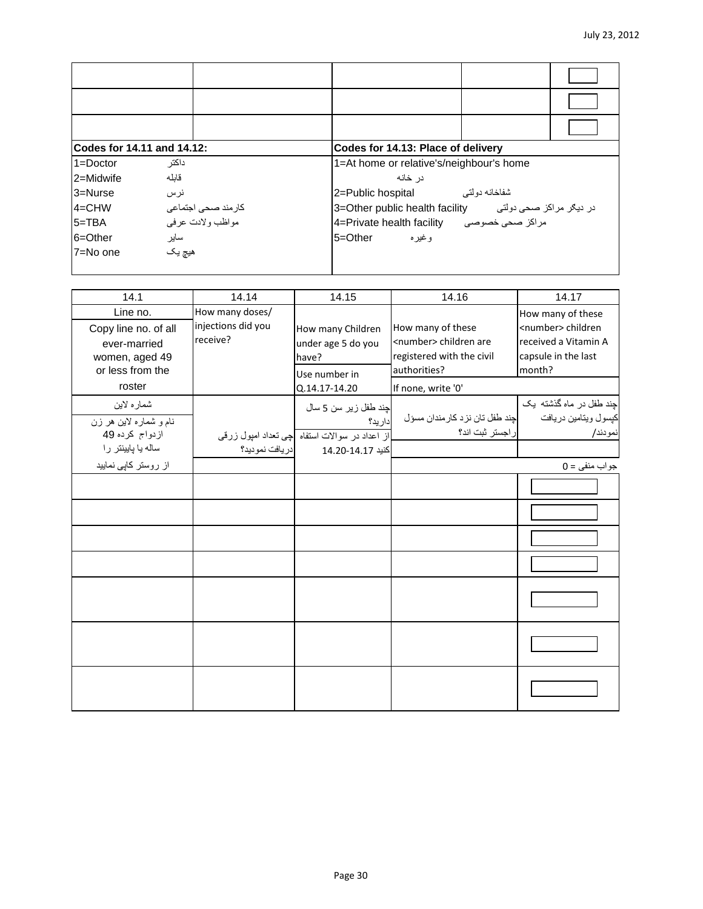| | | | | |
|---|---|---|---|---|
| | | | | ☐ |
| | | | | ☐ |
| | | | | ☐ |

| Codes for 14.11 and 14.12: | | Codes for 14.13: Place of delivery | |
|---|---|---|---|
| 1=Doctor | داکتر | 1=At home or relative's/neighbour's home | در خانه |
| 2=Midwife | قابله | 2=Public hospital | شفاخانه دولتی |
| 3=Nurse | نرس | 3=Other public health facility | در دیگر مراکز صحی دولتی |
| 4=CHW | کارمند صحی اجتماعی | 4=Private health facility | مراکز صحی خصوصی |
| 5=TBA | مواظب ولادت عرفی | 5=Other | وغیره |
| 6=Other | سایر | | |
| 7=No one | هیچ یک | | |

| 14.1 | 14.14 | 14.15 | 14.16 | 14.17 |
|---|---|---|---|---|
| Line no.<br>Copy line no. of all ever-married women, aged 49 or less from the roster | How many doses/ injections did you receive? | How many Children under age 5 do you have?<br>Use number in Q.14.17-14.20 | How many of these <number> children are registered with the civil authorities?<br>If none, write '0' | How many of these <number> children received a Vitamin A capsule in the last month? |
| شماره لاین<br>نام و شماره لاین هر زن ازدواج کرده 49 ساله یا پایینتر را از روستر کاپی نمایید | چی تعداد امپول زرقی دریافت نمودید؟ | چند طفل زیر سن 5 سال دارید؟<br>از اعداد در سوالات استفاده کنید 14.20-14.17 | چند طفل تان نزد کارمندان مسؤل راجستر ثبت اند؟<br>جواب منفی = 0 | چند طفل در ماه گذشته یک کپسول ویتامین دریافت نمودند/ |
| | | | | ☐ |
| | | | | ☐ |
| | | | | ☐ |
| | | | | ☐ |
| | | | | ☐ |
| | | | | ☐ |
| | | | | ☐ |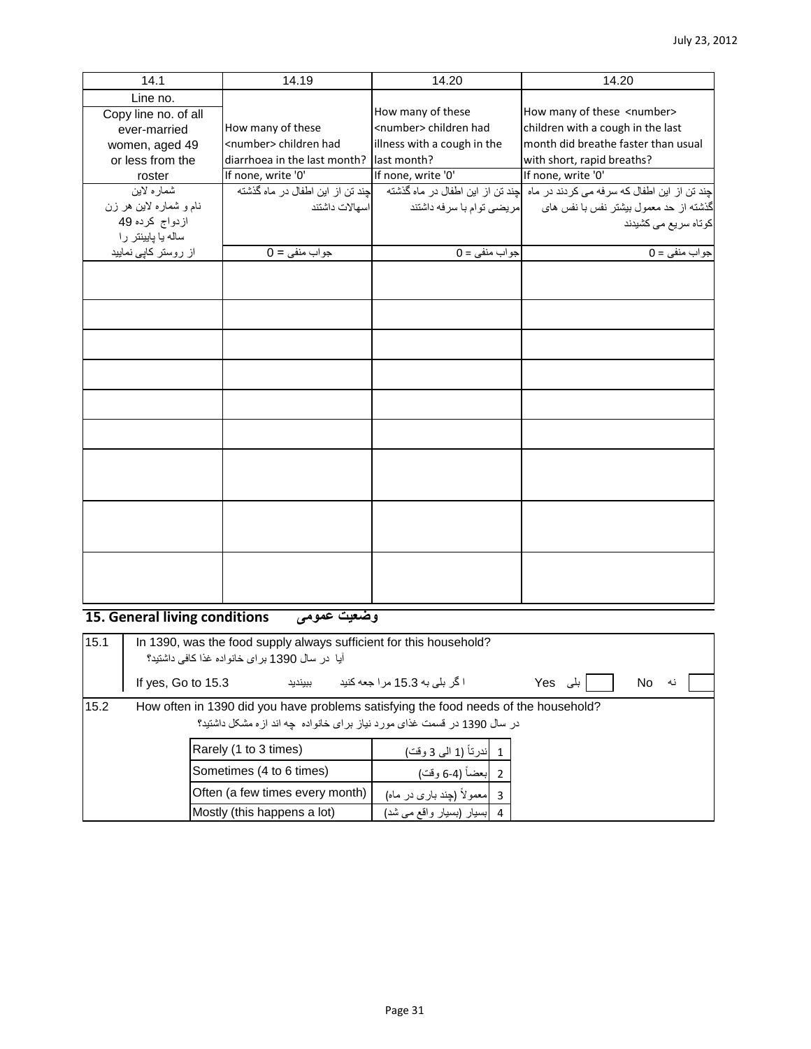| 14.1 | 14.19 | 14.20 | 14.20 |
|---|---|---|---|
| Line no.<br>Copy line no. of all ever-married women, aged 49 or less from the roster | How many of these <number> children had diarrhoea in the last month?<br>If none, write '0' | How many of these <number> children had illness with a cough in the last month?<br>If none, write '0' | How many of these <number> children with a cough in the last month did breathe faster than usual with short, rapid breaths?<br>If none, write '0' |
| شماره لاین<br>نام و شماره لاین هر زن ازدواج کرده 49 ساله یا پایینتر را از روستر کاپی نمایید | چند تن از این اطفال در ماه گذشته اسهالات داشتند<br>جواب منفی = 0 | چند تن از این اطفال در ماه گذشته مریضی توام با سرفه داشتند<br>جواب منفی = 0 | چند تن از این اطفال که سرفه می کردند در ماه گذشته از حد معمول بیشتر نفس با نفس های کوتاه سریع می کشیدند<br>جواب منفی = 0 |
| | | | |
| | | | |
| | | | |
| | | | |
| | | | |
| | | | |
| | | | |
| | | | |
| | | | |

## 15. General living conditions وضعیت عمومی

| | | | |
|---|---|---|---|
| 15.1 | In 1390, was the food supply always sufficient for this household?<br>آیا در سال 1390 برای خانواده غذا کافی داشتید؟ | | |
| | If yes, Go to 15.3 ببینید ا گر بلی به 15.3 مرا جعه کنید | Yes بلی ☐ | No نه ☐ |
| 15.2 | How often in 1390 did you have problems satisfying the food needs of the household?<br>در سال 1390 در قسمت غذای مورد نیاز برای خانواده چه اند ازه مشکل داشتید؟ | | |

| Response | | Code |
|---|---|---|
| Rarely (1 to 3 times) | ندرتاً (1 الی 3 وقت) | 1 |
| Sometimes (4 to 6 times) | بعضاً (4-6 وقت) | 2 |
| Often (a few times every month) | معمولاً (چند باری در ماه) | 3 |
| Mostly (this happens a lot) | بسیار (بسیار واقع می شد) | 4 |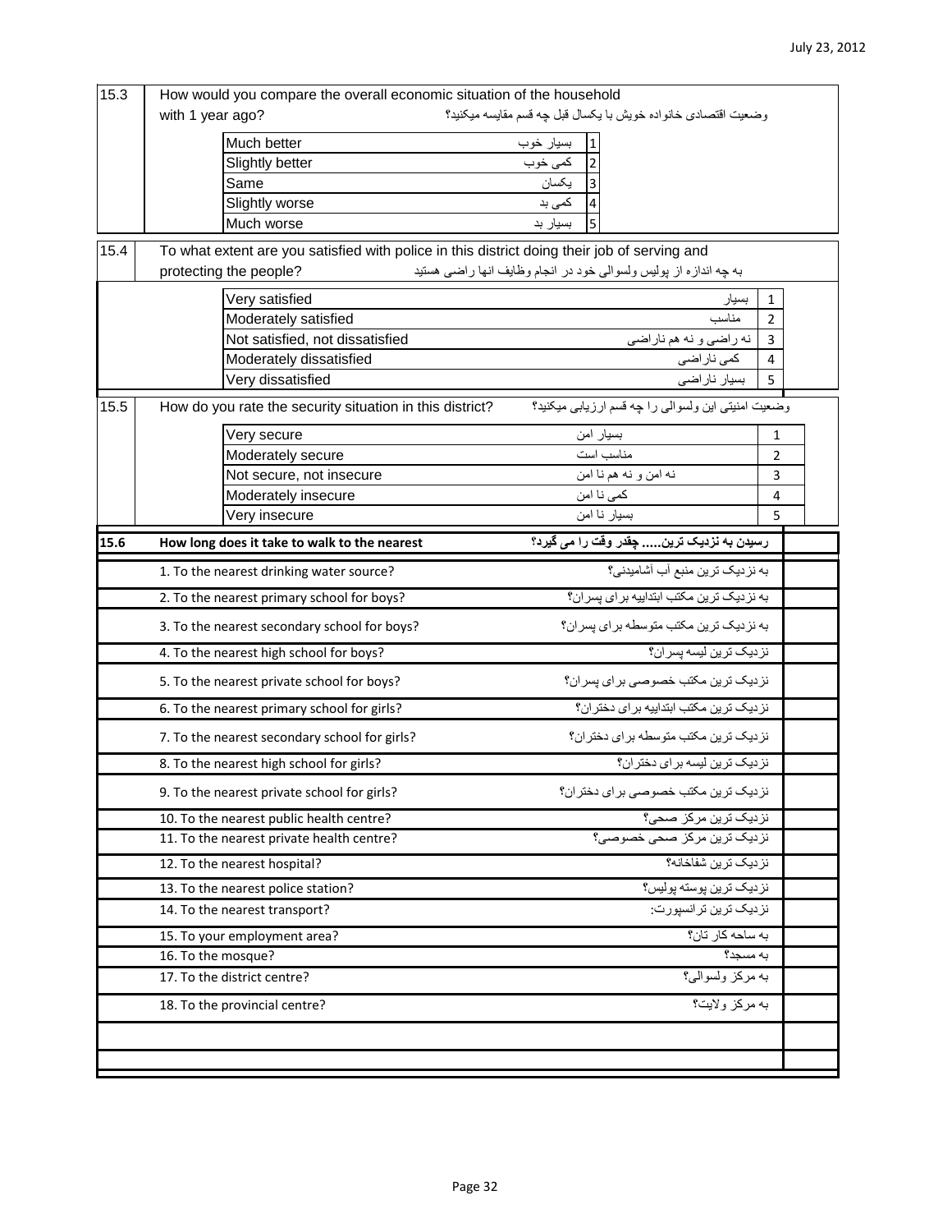| 15.3 | How would you compare the overall economic situation of the household with 1 year ago? | وضعیت اقتصادی خانواده خویش با یکسال قبل چه قسم مقایسه میکنید؟ | |
|---|---|---|---|
| | Much better | بسیار خوب | 1 |
| | Slightly better | کمی خوب | 2 |
| | Same | یکسان | 3 |
| | Slightly worse | کمی بد | 4 |
| | Much worse | بسیار بد | 5 |

| 15.4 | To what extent are you satisfied with police in this district doing their job of serving and protecting the people? | به چه اندازه از پولیس ولسوالی خود در انجام وظایف انها راضی هستید | |
|---|---|---|---|
| | Very satisfied | بسیار | 1 |
| | Moderately satisfied | مناسب | 2 |
| | Not satisfied, not dissatisfied | نه راضی و نه هم ناراضی | 3 |
| | Moderately dissatisfied | کمی ناراضی | 4 |
| | Very dissatisfied | بسیار ناراضی | 5 |

| 15.5 | How do you rate the security situation in this district? | وضعیت امنیتی این ولسوالی را چه قسم ارزیابی میکنید؟ | |
|---|---|---|---|
| | Very secure | بسیار امن | 1 |
| | Moderately secure | مناسب است | 2 |
| | Not secure, not insecure | نه امن و نه هم نا امن | 3 |
| | Moderately insecure | کمی نا امن | 4 |
| | Very insecure | بسیار نا امن | 5 |

| **15.6** | **How long does it take to walk to the nearest** | **رسیدن به نزدیک ترین..... چقدر وقت را می گیرد؟** | |
|---|---|---|---|
| | 1. To the nearest drinking water source? | به نزدیک ترین منبع آب آشامیدنی؟ | |
| | 2. To the nearest primary school for boys? | به نزدیک ترین مکتب ابتداییه برای پسران؟ | |
| | 3. To the nearest secondary school for boys? | به نزدیک ترین مکتب متوسطه برای پسران؟ | |
| | 4. To the nearest high school for boys? | نزدیک ترین لیسه پسران؟ | |
| | 5. To the nearest private school for boys? | نزدیک ترین مکتب خصوصی برای پسران؟ | |
| | 6. To the nearest primary school for girls? | نزدیک ترین مکتب ابتداییه برای دختران؟ | |
| | 7. To the nearest secondary school for girls? | نزدیک ترین مکتب متوسطه برای دختران؟ | |
| | 8. To the nearest high school for girls? | نزدیک ترین لیسه برای دختران؟ | |
| | 9. To the nearest private school for girls? | نزدیک ترین مکتب خصوصی برای دختران؟ | |
| | 10. To the nearest public health centre? | نزدیک ترین مرکز صحی؟ | |
| | 11. To the nearest private health centre? | نزدیک ترین مرکز صحی خصوصی؟ | |
| | 12. To the nearest hospital? | نزدیک ترین شفاخانه؟ | |
| | 13. To the nearest police station? | نزدیک ترین پوسته پولیس؟ | |
| | 14. To the nearest transport? | نزدیک ترین ترانسپورت: | |
| | 15. To your employment area? | به ساحه کار تان؟ | |
| | 16. To the mosque? | به مسجد؟ | |
| | 17. To the district centre? | به مرکز ولسوالی؟ | |
| | 18. To the provincial centre? | به مرکز ولایت؟ | |
| | | | |
| | | | |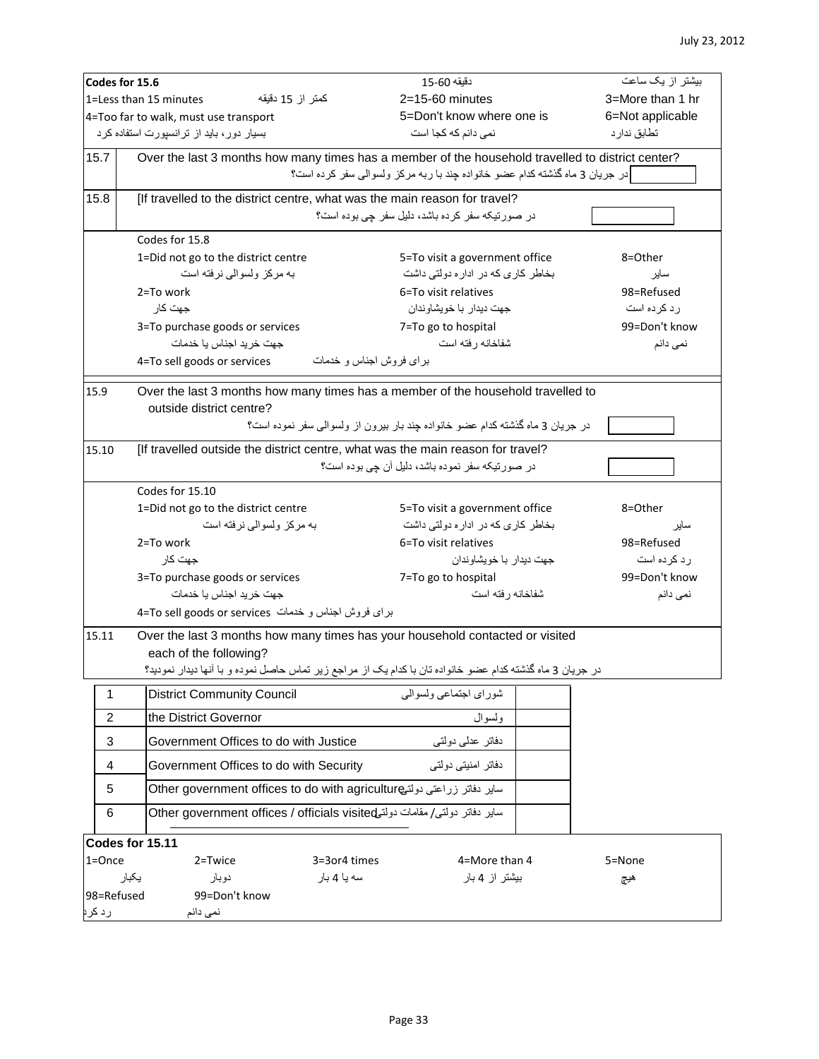**Codes for 15.6**

| | | |
|---|---|---|
| 1=Less than 15 minutes کمتر از 15 دقیقه | 2=15-60 minutes دقیقه 60-15 | 3=More than 1 hr بیشتر از یک ساعت |
| 4=Too far to walk, must use transport بسیار دور، باید از ترانسپورت استفاده کرد | 5=Don't know where one is نمی دانم که کجا است | 6=Not applicable تطابق ندارد |

**15.7** Over the last 3 months how many times has a member of the household travelled to district center?
در جریان 3 ماه گذشته کدام عضو خانواده چند بار به مرکز ولسوالی سفر کرده است؟ [ ]

**15.8** [If travelled to the district centre, what was the main reason for travel?
در صورتیکه سفر کرده باشد، دلیل سفر چی بوده است؟ [ ]

Codes for 15.8

| | | |
|---|---|---|
| 1=Did not go to the district centre به مرکز ولسوالی نرفته است | 5=To visit a government office بخاطر کاری که در اداره دولتی داشت | 8=Other سایر |
| 2=To work جهت کار | 6=To visit relatives جهت دیدار با خویشاوندان | 98=Refused رد کرده است |
| 3=To purchase goods or services جهت خرید اجناس یا خدمات | 7=To go to hospital شفاخانه رفته است | 99=Don't know نمی دانم |
| 4=To sell goods or services برای فروش اجناس و خدمات | | |

**15.9** Over the last 3 months how many times has a member of the household travelled to outside district centre?
در جریان 3 ماه گذشته کدام عضو خانواده چند بار بیرون از ولسوالی سفر نموده است؟ [ ]

**15.10** [If travelled outside the district centre, what was the main reason for travel?
در صورتیکه سفر نموده باشد، دلیل آن چی بوده است؟ [ ]

Codes for 15.10

| | | |
|---|---|---|
| 1=Did not go to the district centre به مرکز ولسوالی نرفته است | 5=To visit a government office بخاطر کاری که در اداره دولتی داشت | 8=Other سایر |
| 2=To work جهت کار | 6=To visit relatives جهت دیدار با خویشاوندان | 98=Refused رد کرده است |
| 3=To purchase goods or services جهت خرید اجناس یا خدمات | 7=To go to hospital شفاخانه رفته است | 99=Don't know نمی دانم |
| 4=To sell goods or services برای فروش اجناس و خدمات | | |

**15.11** Over the last 3 months how many times has your household contacted or visited each of the following?
در جریان 3 ماه گذشته کدام عضو خانواده تان با کدام یک از مراجع زیر تماس حاصل نموده و با آنها دیدار نمودید؟

| | | | |
|---|---|---|---|
| 1 | District Community Council | شورای اجتماعی ولسوالی | |
| 2 | the District Governor | ولسوال | |
| 3 | Government Offices to do with Justice | دفاتر عدلی دولتی | |
| 4 | Government Offices to do with Security | دفاتر امنیتی دولتی | |
| 5 | Other government offices to do with agriculture | سایر دفاتر زراعتی دولتی | |
| 6 | Other government offices / officials visited | سایر دفاتر دولتی/ مقامات دولتی | |

**Codes for 15.11**

| | | | | |
|---|---|---|---|---|
| 1=Once یکبار | 2=Twice دوبار | 3=3or4 times سه یا 4 بار | 4=More than 4 بیشتر از 4 بار | 5=None هیچ |
| 98=Refused رد کرد | 99=Don't know نمی دانم | | | |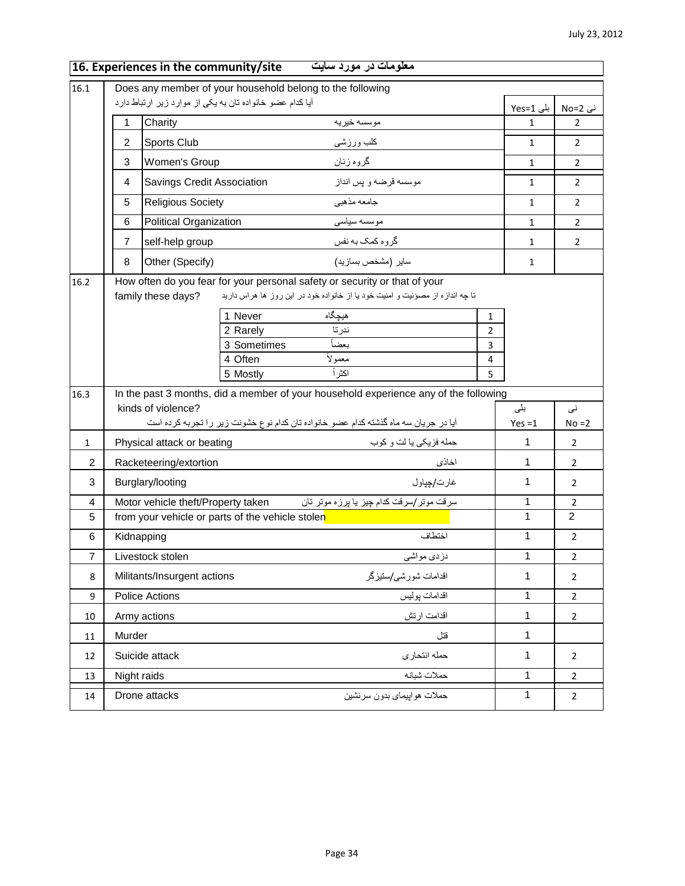## 16. Experiences in the community/site معلومات در مورد سایت

**16.1** Does any member of your household belong to the following

آیا کدام عضو خانواده تان به یکی از موارد زیر ارتباط دارد

| | | | Yes=1 بلی | No=2 نی |
|---|---|---|---|---|
| 1 | Charity | موسسه خیریه | 1 | 2 |
| 2 | Sports Club | کلب ورزشی | 1 | 2 |
| 3 | Women's Group | گروه زنان | 1 | 2 |
| 4 | Savings Credit Association | موسسه قرضه و پس انداز | 1 | 2 |
| 5 | Religious Society | جامعه مذهبی | 1 | 2 |
| 6 | Political Organization | موسسه سیاسی | 1 | 2 |
| 7 | self-help group | گروه کمک به نفس | 1 | 2 |
| 8 | Other (Specify) | سایر (مشخص بسازید) | 1 | |

**16.2** How often do you fear for your personal safety or security or that of your family these days?

تا چه اندازه از مصؤنیت و امنیت خود یا از خانواده خود در این روز ها هراس دارید

| | | |
|---|---|---|
| 1 Never | هیچگاه | 1 |
| 2 Rarely | ندرتا | 2 |
| 3 Sometimes | بعضاً | 3 |
| 4 Often | معمولاً | 4 |
| 5 Mostly | اکثراً | 5 |

**16.3** In the past 3 months, did a member of your household experience any of the following kinds of violence?

آیا در جریان سه ماه گذشته کدام عضو خانواده تان کدام نوع خشونت زیر را تجربه کرده است

| | | | بلی Yes =1 | نی No =2 |
|---|---|---|---|---|
| 1 | Physical attack or beating | حمله فزیکی یا لت و کوب | 1 | 2 |
| 2 | Racketeering/extortion | اخاذی | 1 | 2 |
| 3 | Burglary/looting | غارت/چپاول | 1 | 2 |
| 4 | Motor vehicle theft/Property taken | سرقت موتر/سرقت کدام چیز یا پرزه موتر تان | 1 | 2 |
| 5 | from your vehicle or parts of the vehicle stolen | | 1 | 2 |
| 6 | Kidnapping | اختطاف | 1 | 2 |
| 7 | Livestock stolen | دزدی مواشی | 1 | 2 |
| 8 | Militants/Insurgent actions | اقدامات شورشی/ستیزگر | 1 | 2 |
| 9 | Police Actions | اقدامات پولیس | 1 | 2 |
| 10 | Army actions | اقدامت ارتش | 1 | 2 |
| 11 | Murder | قتل | 1 | |
| 12 | Suicide attack | حمله انتحاری | 1 | 2 |
| 13 | Night raids | حملات شبانه | 1 | 2 |
| 14 | Drone attacks | حملات هواپیمای بدون سرنشین | 1 | 2 |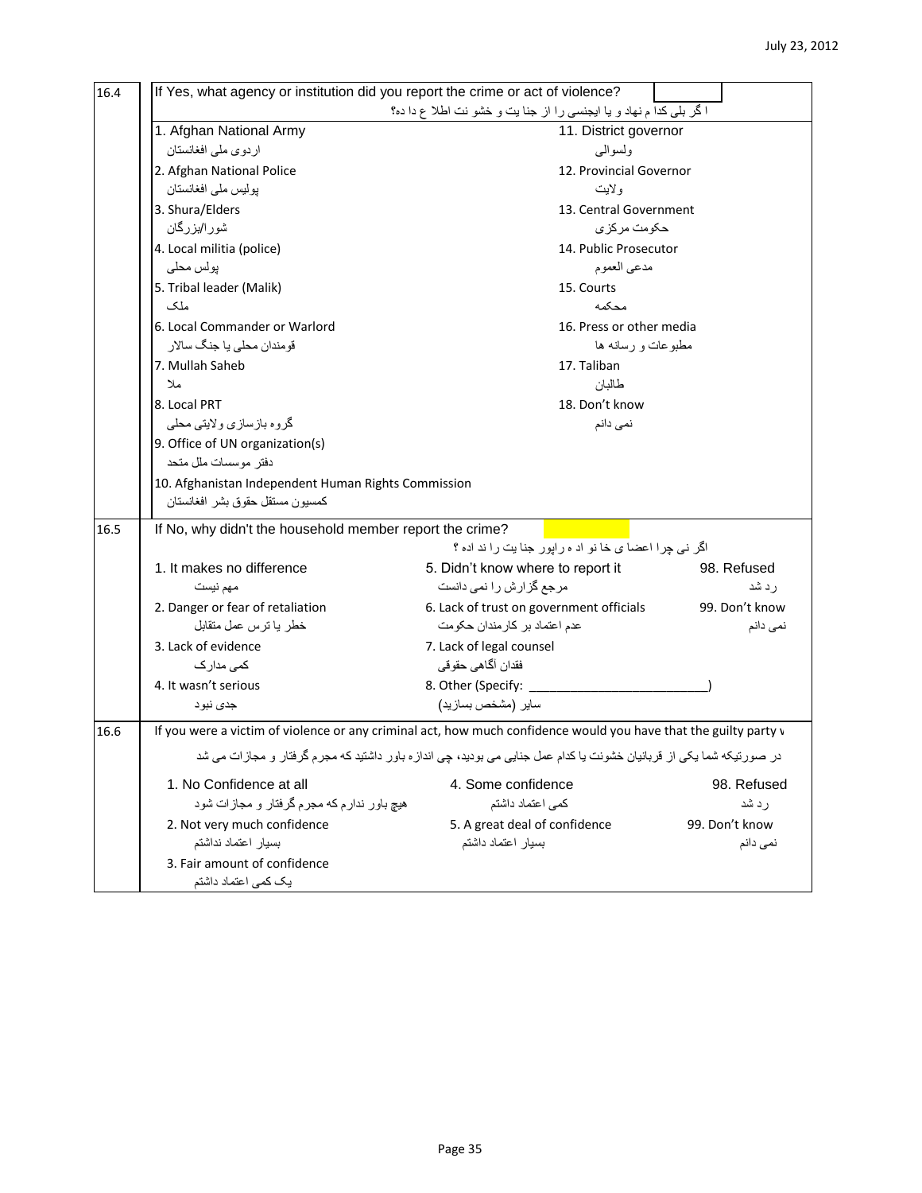| 16.4 | If Yes, what agency or institution did you report the crime or act of violence? | |
|---|---|---|
| | ا گر بلی کدا م نهاد و یا ایجنسی را از جنا یت و خشو نت اطلا ع دا ده؟ | |
| | 1. Afghan National Army<br>اردوی ملی افغانستان | 11. District governor<br>ولسوالی |
| | 2. Afghan National Police<br>پولیس ملی افغانستان | 12. Provincial Governor<br>ولایت |
| | 3. Shura/Elders<br>شورا/بزرگان | 13. Central Government<br>حکومت مرکزی |
| | 4. Local militia (police)<br>پولس محلی | 14. Public Prosecutor<br>مدعی العموم |
| | 5. Tribal leader (Malik)<br>ملک | 15. Courts<br>محکمه |
| | 6. Local Commander or Warlord<br>قومندان محلی یا جنگ سالار | 16. Press or other media<br>مطبوعات و رسانه ها |
| | 7. Mullah Saheb<br>ملا | 17. Taliban<br>طالبان |
| | 8. Local PRT<br>گروه بازسازی ولایتی محلی | 18. Don't know<br>نمی دانم |
| | 9. Office of UN organization(s)<br>دفتر موسسات ملل متحد | |
| | 10. Afghanistan Independent Human Rights Commission<br>کمسیون مستقل حقوق بشر افغانستان | |

| 16.5 | If No, why didn't the household member report the crime? | | |
|---|---|---|---|
| | اگر نی چرا اعضا ی خا نو اد ه راپور جنا یت را ند اده ؟ | | |
| | 1. It makes no difference<br>مهم نیست | 5. Didn't know where to report it<br>مرجع گزارش را نمی دانست | 98. Refused<br>رد شد |
| | 2. Danger or fear of retaliation<br>خطر یا ترس عمل متقابل | 6. Lack of trust on government officials<br>عدم اعتماد بر کارمندان حکومت | 99. Don't know<br>نمی دانم |
| | 3. Lack of evidence<br>کمی مدارک | 7. Lack of legal counsel<br>فقدان آگاهی حقوقی | |
| | 4. It wasn't serious<br>جدی نبود | 8. Other (Specify: ________________________)<br>سایر (مشخص بسازید) | |

| 16.6 | If you were a victim of violence or any criminal act, how much confidence would you have that the guilty party w | | |
|---|---|---|---|
| | در صورتیکه شما یکی از قربانیان خشونت یا کدام عمل جنایی می بودید، چی اندازه باور داشتید که مجرم گرفتار و مجازات می شد | | |
| | 1. No Confidence at all<br>هیچ باور ندارم که مجرم گرفتار و مجازات شود | 4. Some confidence<br>کمی اعتماد داشتم | 98. Refused<br>رد شد |
| | 2. Not very much confidence<br>بسیار اعتماد نداشتم | 5. A great deal of confidence<br>بسیار اعتماد داشتم | 99. Don't know<br>نمی دانم |
| | 3. Fair amount of confidence<br>یک کمی اعتماد داشتم | | |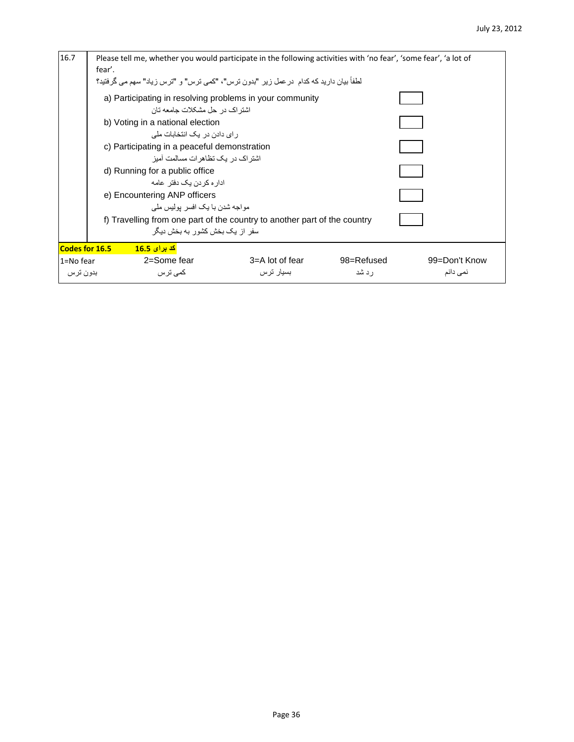| 16.7 | Please tell me, whether you would participate in the following activities with 'no fear', 'some fear', 'a lot of fear'.<br>لطفاً بیان دارید که کدام درعمل زیر "بدون ترس"، "کمی ترس" و "ترس زیاد" سهم می گرفتید؟ | |
|---|---|---|
| | a) Participating in resolving problems in your community<br>اشتراک در حل مشکلات جامعه تان | |
| | b) Voting in a national election<br>رای دادن در یک انتخابات ملی | |
| | c) Participating in a peaceful demonstration<br>اشتراک در یک تظاهرات مسالمت آمیز | |
| | d) Running for a public office<br>اداره کردن یک دفتر عامه | |
| | e) Encountering ANP officers<br>مواجه شدن با یک افسر پولیس ملی | |
| | f) Travelling from one part of the country to another part of the country<br>سفر از یک بخش کشور به بخش دیگر | |

**Codes for 16.5** **کد برای 16.5**

| 1=No fear | 2=Some fear | 3=A lot of fear | 98=Refused | 99=Don't Know |
|---|---|---|---|---|
| بدون ترس | کمی ترس | بسیار ترس | رد شد | نمی دانم |